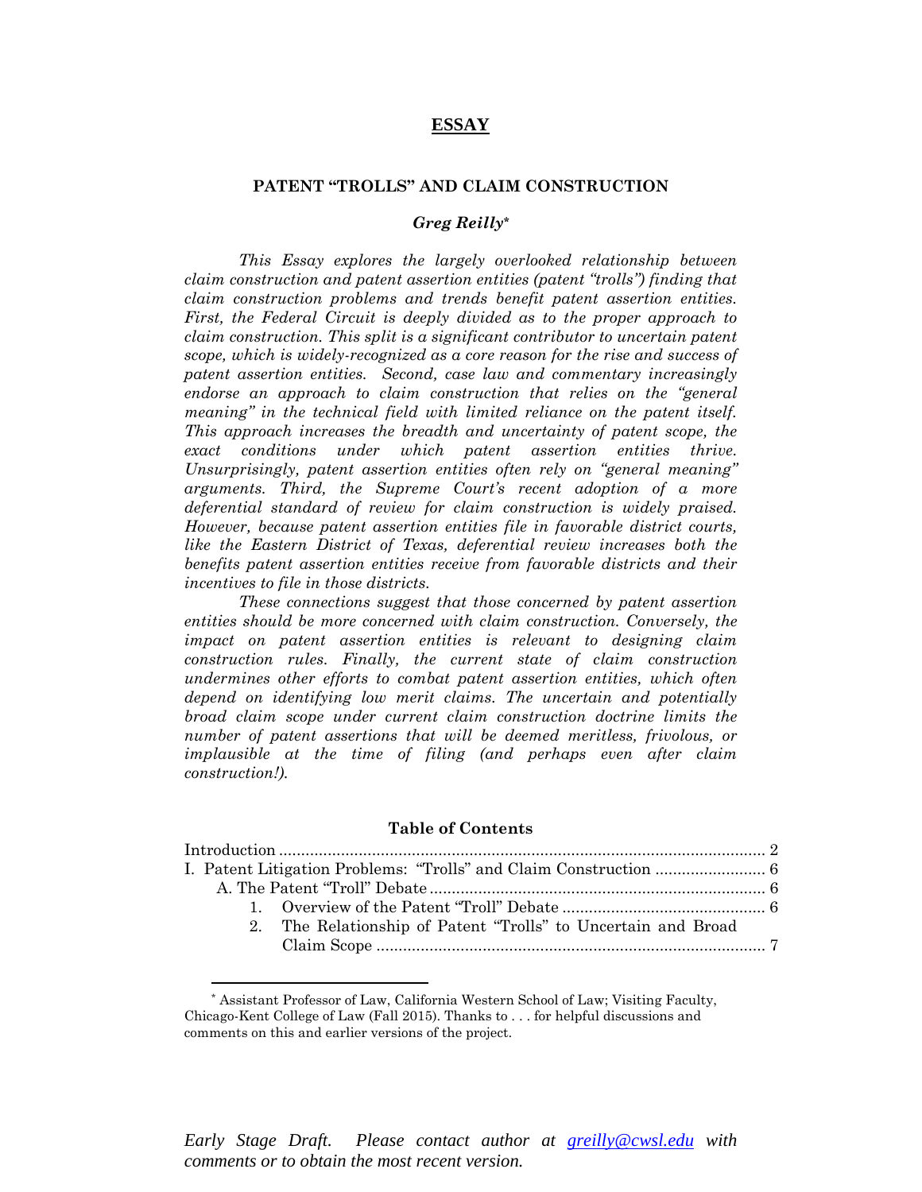# ESSAY

## PATENT "TROLLS" AND CLAIM CONSTRUCTION

***Greg Reilly****

*This Essay explores the largely overlooked relationship between claim construction and patent assertion entities (patent "trolls") finding that claim construction problems and trends benefit patent assertion entities. First, the Federal Circuit is deeply divided as to the proper approach to claim construction. This split is a significant contributor to uncertain patent scope, which is widely-recognized as a core reason for the rise and success of patent assertion entities. Second, case law and commentary increasingly endorse an approach to claim construction that relies on the "general meaning" in the technical field with limited reliance on the patent itself. This approach increases the breadth and uncertainty of patent scope, the exact conditions under which patent assertion entities thrive. Unsurprisingly, patent assertion entities often rely on "general meaning" arguments. Third, the Supreme Court's recent adoption of a more deferential standard of review for claim construction is widely praised. However, because patent assertion entities file in favorable district courts, like the Eastern District of Texas, deferential review increases both the benefits patent assertion entities receive from favorable districts and their incentives to file in those districts.*

*These connections suggest that those concerned by patent assertion entities should be more concerned with claim construction. Conversely, the impact on patent assertion entities is relevant to designing claim construction rules. Finally, the current state of claim construction undermines other efforts to combat patent assertion entities, which often depend on identifying low merit claims. The uncertain and potentially broad claim scope under current claim construction doctrine limits the number of patent assertions that will be deemed meritless, frivolous, or implausible at the time of filing (and perhaps even after claim construction!).*

**Table of Contents**

Introduction .......... 2
I. Patent Litigation Problems: "Trolls" and Claim Construction .......... 6
  A. The Patent "Troll" Debate .......... 6
    1. Overview of the Patent "Troll" Debate .......... 6
    2. The Relationship of Patent "Trolls" to Uncertain and Broad Claim Scope .......... 7

---

* Assistant Professor of Law, California Western School of Law; Visiting Faculty, Chicago-Kent College of Law (Fall 2015). Thanks to . . . for helpful discussions and comments on this and earlier versions of the project.

*Early Stage Draft. Please contact author at greilly@cwsl.edu with comments or to obtain the most recent version.*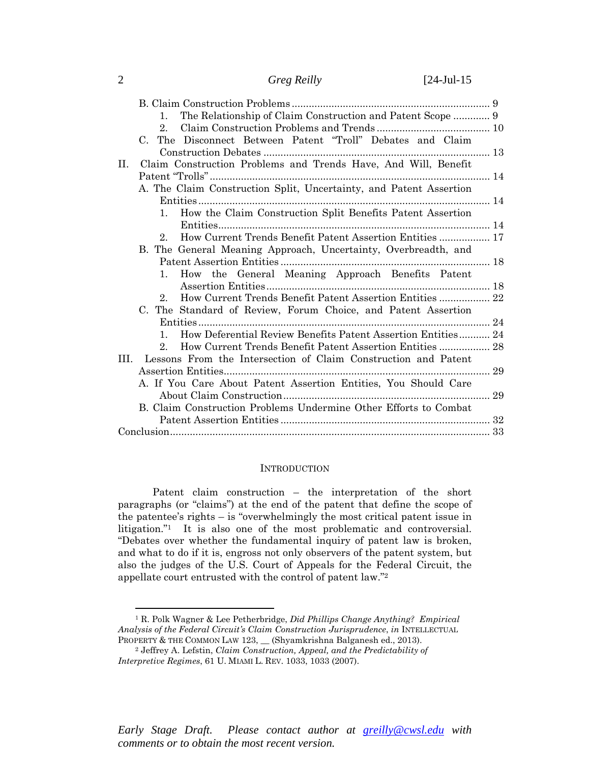B. Claim Construction Problems ..................................................................... 9
   1. The Relationship of Claim Construction and Patent Scope ............. 9
   2. Claim Construction Problems and Trends ........................................ 10
C. The Disconnect Between Patent "Troll" Debates and Claim Construction Debates ................................................................................ 13

II. Claim Construction Problems and Trends Have, And Will, Benefit Patent "Trolls" ................................................................................................. 14
   A. The Claim Construction Split, Uncertainty, and Patent Assertion Entities ...................................................................................................... 14
      1. How the Claim Construction Split Benefits Patent Assertion Entities................................................................................................ 14
      2. How Current Trends Benefit Patent Assertion Entities .................. 17
   B. The General Meaning Approach, Uncertainty, Overbreadth, and Patent Assertion Entities .......................................................................... 18
      1. How the General Meaning Approach Benefits Patent Assertion Entities............................................................................................... 18
      2. How Current Trends Benefit Patent Assertion Entities .................. 22
   C. The Standard of Review, Forum Choice, and Patent Assertion Entities ...................................................................................................... 24
      1. How Deferential Review Benefits Patent Assertion Entities........... 24
      2. How Current Trends Benefit Patent Assertion Entities .................. 28

III. Lessons From the Intersection of Claim Construction and Patent Assertion Entities.............................................................................................. 29
   A. If You Care About Patent Assertion Entities, You Should Care About Claim Construction......................................................................... 29
   B. Claim Construction Problems Undermine Other Efforts to Combat Patent Assertion Entities .......................................................................... 32

Conclusion................................................................................................................. 33

## Introduction

Patent claim construction – the interpretation of the short paragraphs (or "claims") at the end of the patent that define the scope of the patentee's rights – is "overwhelmingly the most critical patent issue in litigation."[1] It is also one of the most problematic and controversial. "Debates over whether the fundamental inquiry of patent law is broken, and what to do if it is, engross not only observers of the patent system, but also the judges of the U.S. Court of Appeals for the Federal Circuit, the appellate court entrusted with the control of patent law."[2]

---

[1] R. Polk Wagner & Lee Petherbridge, *Did Phillips Change Anything? Empirical Analysis of the Federal Circuit's Claim Construction Jurisprudence*, *in* INTELLECTUAL PROPERTY & THE COMMON LAW 123, __ (Shyamkrishna Balganesh ed., 2013).

[2] Jeffrey A. Lefstin, *Claim Construction, Appeal, and the Predictability of Interpretive Regimes*, 61 U. MIAMI L. REV. 1033, 1033 (2007).

*Early Stage Draft. Please contact author at greilly@cwsl.edu with comments or to obtain the most recent version.*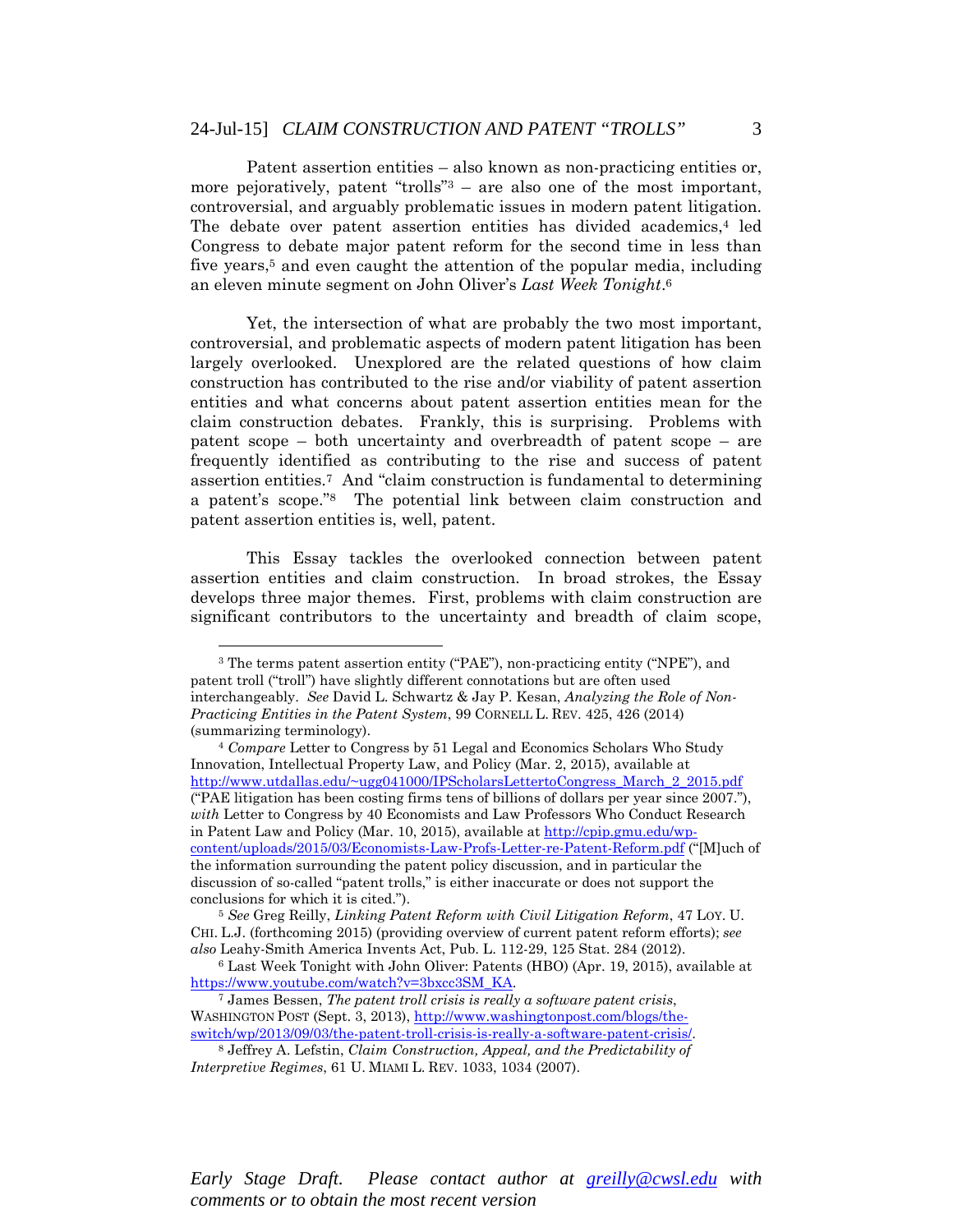Patent assertion entities – also known as non-practicing entities or, more pejoratively, patent "trolls"[3] – are also one of the most important, controversial, and arguably problematic issues in modern patent litigation. The debate over patent assertion entities has divided academics,[4] led Congress to debate major patent reform for the second time in less than five years,[5] and even caught the attention of the popular media, including an eleven minute segment on John Oliver's *Last Week Tonight*.[6]

Yet, the intersection of what are probably the two most important, controversial, and problematic aspects of modern patent litigation has been largely overlooked. Unexplored are the related questions of how claim construction has contributed to the rise and/or viability of patent assertion entities and what concerns about patent assertion entities mean for the claim construction debates. Frankly, this is surprising. Problems with patent scope – both uncertainty and overbreadth of patent scope – are frequently identified as contributing to the rise and success of patent assertion entities.[7] And "claim construction is fundamental to determining a patent's scope."[8] The potential link between claim construction and patent assertion entities is, well, patent.

This Essay tackles the overlooked connection between patent assertion entities and claim construction. In broad strokes, the Essay develops three major themes. First, problems with claim construction are significant contributors to the uncertainty and breadth of claim scope,

---

[3] The terms patent assertion entity ("PAE"), non-practicing entity ("NPE"), and patent troll ("troll") have slightly different connotations but are often used interchangeably. *See* David L. Schwartz & Jay P. Kesan, *Analyzing the Role of Non-Practicing Entities in the Patent System*, 99 CORNELL L. REV. 425, 426 (2014) (summarizing terminology).

[4] *Compare* Letter to Congress by 51 Legal and Economics Scholars Who Study Innovation, Intellectual Property Law, and Policy (Mar. 2, 2015), available at http://www.utdallas.edu/~ugg041000/IPScholarsLettertoCongress_March_2_2015.pdf ("PAE litigation has been costing firms tens of billions of dollars per year since 2007."), *with* Letter to Congress by 40 Economists and Law Professors Who Conduct Research in Patent Law and Policy (Mar. 10, 2015), available at http://cpip.gmu.edu/wp-content/uploads/2015/03/Economists-Law-Profs-Letter-re-Patent-Reform.pdf ("[M]uch of the information surrounding the patent policy discussion, and in particular the discussion of so-called "patent trolls," is either inaccurate or does not support the conclusions for which it is cited.").

[5] *See* Greg Reilly, *Linking Patent Reform with Civil Litigation Reform*, 47 LOY. U. CHI. L.J. (forthcoming 2015) (providing overview of current patent reform efforts); *see also* Leahy-Smith America Invents Act, Pub. L. 112-29, 125 Stat. 284 (2012).

[6] Last Week Tonight with John Oliver: Patents (HBO) (Apr. 19, 2015), available at https://www.youtube.com/watch?v=3bxcc3SM_KA.

[7] James Bessen, *The patent troll crisis is really a software patent crisis*, WASHINGTON POST (Sept. 3, 2013), http://www.washingtonpost.com/blogs/the-switch/wp/2013/09/03/the-patent-troll-crisis-is-really-a-software-patent-crisis/.

[8] Jeffrey A. Lefstin, *Claim Construction, Appeal, and the Predictability of Interpretive Regimes*, 61 U. MIAMI L. REV. 1033, 1034 (2007).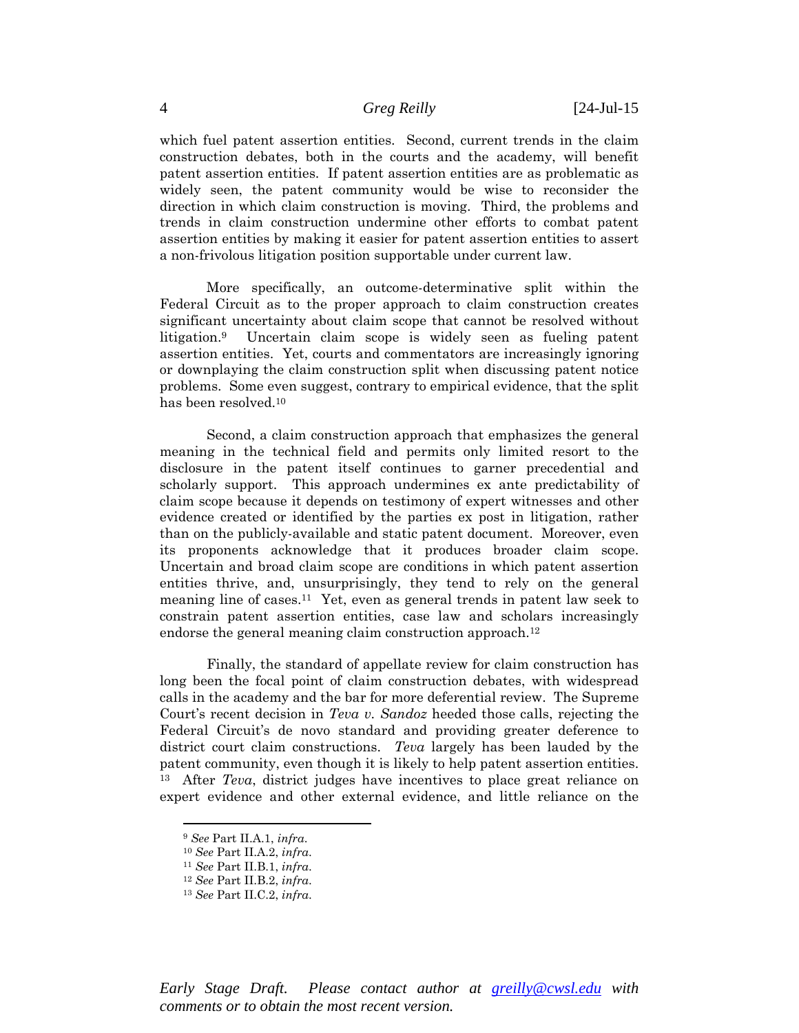which fuel patent assertion entities. Second, current trends in the claim construction debates, both in the courts and the academy, will benefit patent assertion entities. If patent assertion entities are as problematic as widely seen, the patent community would be wise to reconsider the direction in which claim construction is moving. Third, the problems and trends in claim construction undermine other efforts to combat patent assertion entities by making it easier for patent assertion entities to assert a non-frivolous litigation position supportable under current law.

More specifically, an outcome-determinative split within the Federal Circuit as to the proper approach to claim construction creates significant uncertainty about claim scope that cannot be resolved without litigation.[9] Uncertain claim scope is widely seen as fueling patent assertion entities. Yet, courts and commentators are increasingly ignoring or downplaying the claim construction split when discussing patent notice problems. Some even suggest, contrary to empirical evidence, that the split has been resolved.[10]

Second, a claim construction approach that emphasizes the general meaning in the technical field and permits only limited resort to the disclosure in the patent itself continues to garner precedential and scholarly support. This approach undermines ex ante predictability of claim scope because it depends on testimony of expert witnesses and other evidence created or identified by the parties ex post in litigation, rather than on the publicly-available and static patent document. Moreover, even its proponents acknowledge that it produces broader claim scope. Uncertain and broad claim scope are conditions in which patent assertion entities thrive, and, unsurprisingly, they tend to rely on the general meaning line of cases.[11] Yet, even as general trends in patent law seek to constrain patent assertion entities, case law and scholars increasingly endorse the general meaning claim construction approach.[12]

Finally, the standard of appellate review for claim construction has long been the focal point of claim construction debates, with widespread calls in the academy and the bar for more deferential review. The Supreme Court's recent decision in *Teva v. Sandoz* heeded those calls, rejecting the Federal Circuit's de novo standard and providing greater deference to district court claim constructions. *Teva* largely has been lauded by the patent community, even though it is likely to help patent assertion entities.[13] After *Teva*, district judges have incentives to place great reliance on expert evidence and other external evidence, and little reliance on the

---

[9] *See* Part II.A.1, *infra*.

[10] *See* Part II.A.2, *infra*.

[11] *See* Part II.B.1, *infra*.

[12] *See* Part II.B.2, *infra*.

[13] *See* Part II.C.2, *infra*.

*Early Stage Draft. Please contact author at greilly@cwsl.edu with comments or to obtain the most recent version.*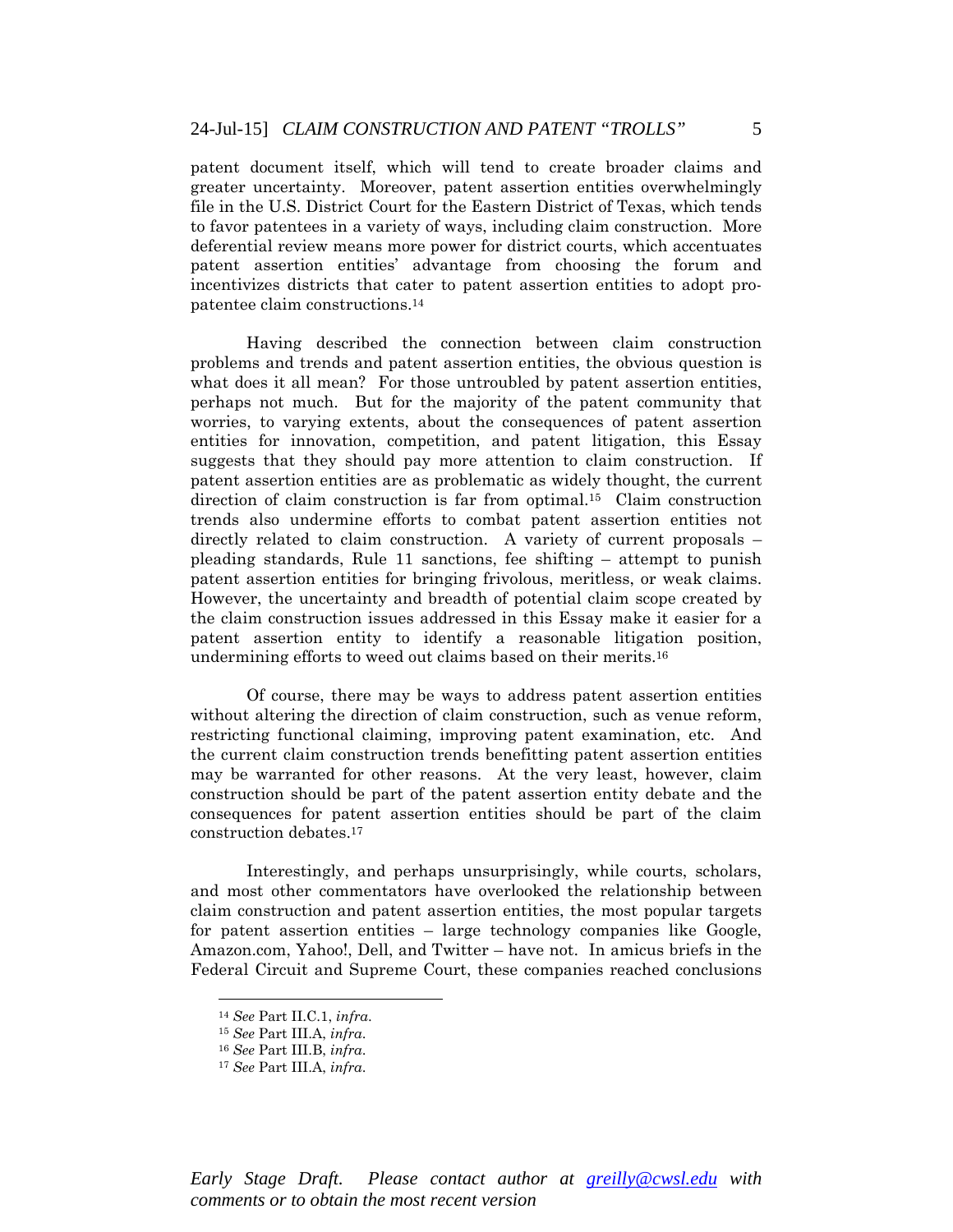patent document itself, which will tend to create broader claims and greater uncertainty. Moreover, patent assertion entities overwhelmingly file in the U.S. District Court for the Eastern District of Texas, which tends to favor patentees in a variety of ways, including claim construction. More deferential review means more power for district courts, which accentuates patent assertion entities' advantage from choosing the forum and incentivizes districts that cater to patent assertion entities to adopt pro-patentee claim constructions.[14]

Having described the connection between claim construction problems and trends and patent assertion entities, the obvious question is what does it all mean? For those untroubled by patent assertion entities, perhaps not much. But for the majority of the patent community that worries, to varying extents, about the consequences of patent assertion entities for innovation, competition, and patent litigation, this Essay suggests that they should pay more attention to claim construction. If patent assertion entities are as problematic as widely thought, the current direction of claim construction is far from optimal.[15] Claim construction trends also undermine efforts to combat patent assertion entities not directly related to claim construction. A variety of current proposals – pleading standards, Rule 11 sanctions, fee shifting – attempt to punish patent assertion entities for bringing frivolous, meritless, or weak claims. However, the uncertainty and breadth of potential claim scope created by the claim construction issues addressed in this Essay make it easier for a patent assertion entity to identify a reasonable litigation position, undermining efforts to weed out claims based on their merits.[16]

Of course, there may be ways to address patent assertion entities without altering the direction of claim construction, such as venue reform, restricting functional claiming, improving patent examination, etc. And the current claim construction trends benefitting patent assertion entities may be warranted for other reasons. At the very least, however, claim construction should be part of the patent assertion entity debate and the consequences for patent assertion entities should be part of the claim construction debates.[17]

Interestingly, and perhaps unsurprisingly, while courts, scholars, and most other commentators have overlooked the relationship between claim construction and patent assertion entities, the most popular targets for patent assertion entities – large technology companies like Google, Amazon.com, Yahoo!, Dell, and Twitter – have not. In amicus briefs in the Federal Circuit and Supreme Court, these companies reached conclusions

---

[14] *See* Part II.C.1, *infra*.

[15] *See* Part III.A, *infra*.

[16] *See* Part III.B, *infra*.

[17] *See* Part III.A, *infra*.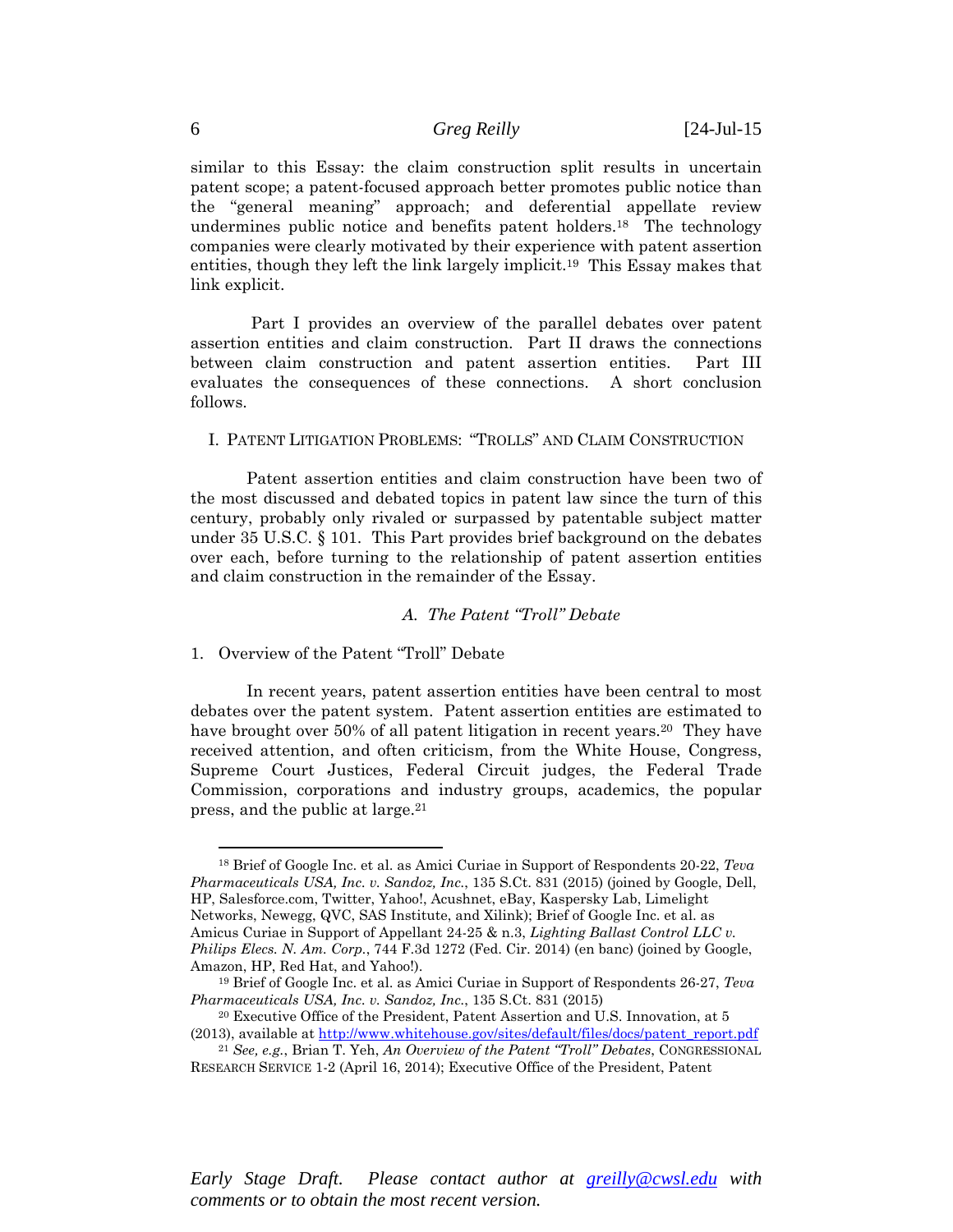similar to this Essay: the claim construction split results in uncertain patent scope; a patent-focused approach better promotes public notice than the "general meaning" approach; and deferential appellate review undermines public notice and benefits patent holders.[18] The technology companies were clearly motivated by their experience with patent assertion entities, though they left the link largely implicit.[19] This Essay makes that link explicit.

Part I provides an overview of the parallel debates over patent assertion entities and claim construction. Part II draws the connections between claim construction and patent assertion entities. Part III evaluates the consequences of these connections. A short conclusion follows.

## I. PATENT LITIGATION PROBLEMS: "TROLLS" AND CLAIM CONSTRUCTION

Patent assertion entities and claim construction have been two of the most discussed and debated topics in patent law since the turn of this century, probably only rivaled or surpassed by patentable subject matter under 35 U.S.C. § 101. This Part provides brief background on the debates over each, before turning to the relationship of patent assertion entities and claim construction in the remainder of the Essay.

### *A. The Patent "Troll" Debate*

#### 1. Overview of the Patent "Troll" Debate

In recent years, patent assertion entities have been central to most debates over the patent system. Patent assertion entities are estimated to have brought over 50% of all patent litigation in recent years.[20] They have received attention, and often criticism, from the White House, Congress, Supreme Court Justices, Federal Circuit judges, the Federal Trade Commission, corporations and industry groups, academics, the popular press, and the public at large.[21]

---

[18] Brief of Google Inc. et al. as Amici Curiae in Support of Respondents 20-22, *Teva Pharmaceuticals USA, Inc. v. Sandoz, Inc.*, 135 S.Ct. 831 (2015) (joined by Google, Dell, HP, Salesforce.com, Twitter, Yahoo!, Acushnet, eBay, Kaspersky Lab, Limelight Networks, Newegg, QVC, SAS Institute, and Xilink); Brief of Google Inc. et al. as Amicus Curiae in Support of Appellant 24-25 & n.3, *Lighting Ballast Control LLC v. Philips Elecs. N. Am. Corp.*, 744 F.3d 1272 (Fed. Cir. 2014) (en banc) (joined by Google, Amazon, HP, Red Hat, and Yahoo!).

[19] Brief of Google Inc. et al. as Amici Curiae in Support of Respondents 26-27, *Teva Pharmaceuticals USA, Inc. v. Sandoz, Inc.*, 135 S.Ct. 831 (2015)

[20] Executive Office of the President, Patent Assertion and U.S. Innovation, at 5 (2013), available at http://www.whitehouse.gov/sites/default/files/docs/patent_report.pdf

[21] *See, e.g.*, Brian T. Yeh, *An Overview of the Patent "Troll" Debates*, CONGRESSIONAL RESEARCH SERVICE 1-2 (April 16, 2014); Executive Office of the President, Patent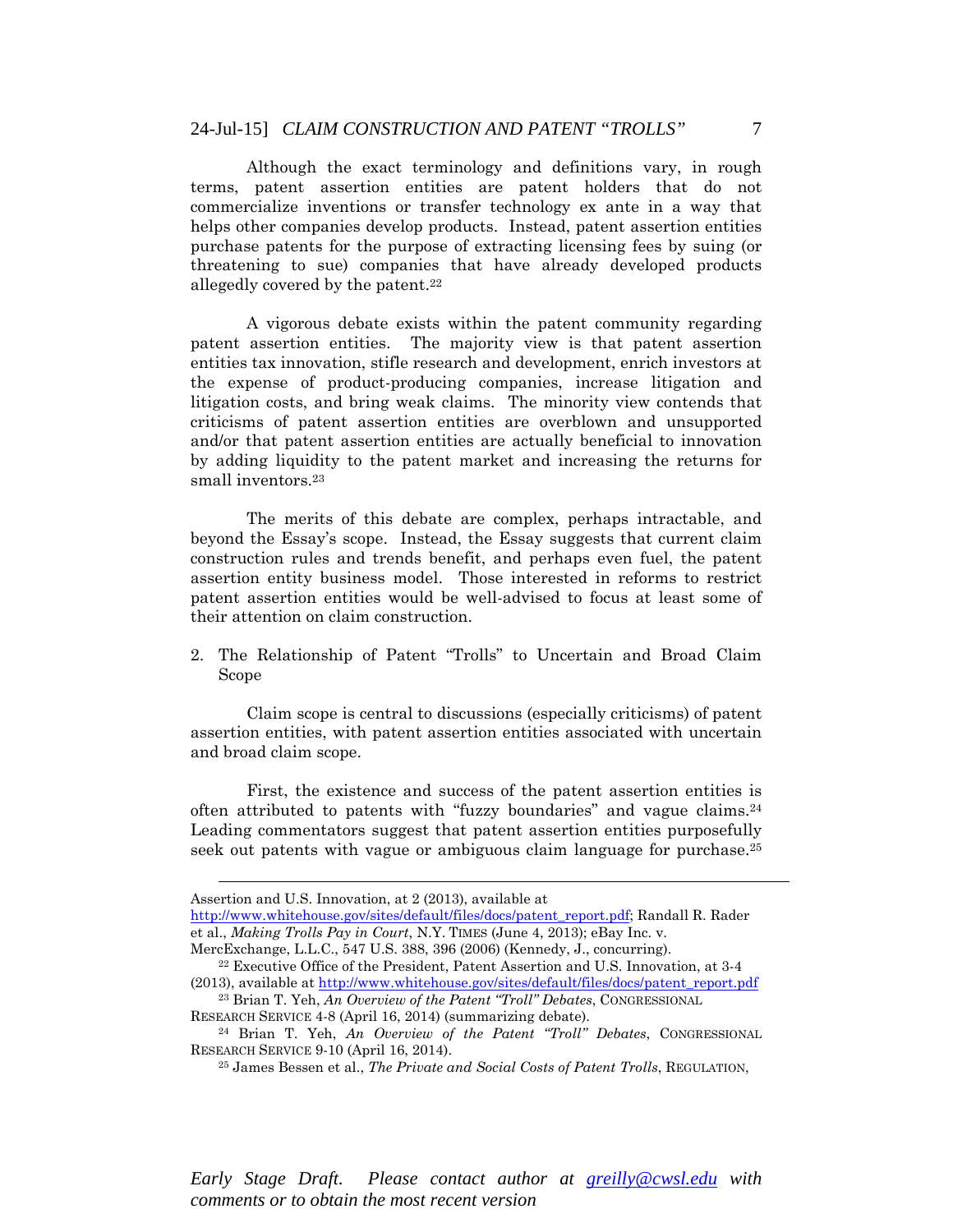Although the exact terminology and definitions vary, in rough terms, patent assertion entities are patent holders that do not commercialize inventions or transfer technology ex ante in a way that helps other companies develop products. Instead, patent assertion entities purchase patents for the purpose of extracting licensing fees by suing (or threatening to sue) companies that have already developed products allegedly covered by the patent.[22]

A vigorous debate exists within the patent community regarding patent assertion entities. The majority view is that patent assertion entities tax innovation, stifle research and development, enrich investors at the expense of product-producing companies, increase litigation and litigation costs, and bring weak claims. The minority view contends that criticisms of patent assertion entities are overblown and unsupported and/or that patent assertion entities are actually beneficial to innovation by adding liquidity to the patent market and increasing the returns for small inventors.[23]

The merits of this debate are complex, perhaps intractable, and beyond the Essay's scope. Instead, the Essay suggests that current claim construction rules and trends benefit, and perhaps even fuel, the patent assertion entity business model. Those interested in reforms to restrict patent assertion entities would be well-advised to focus at least some of their attention on claim construction.

2. The Relationship of Patent "Trolls" to Uncertain and Broad Claim Scope

Claim scope is central to discussions (especially criticisms) of patent assertion entities, with patent assertion entities associated with uncertain and broad claim scope.

First, the existence and success of the patent assertion entities is often attributed to patents with "fuzzy boundaries" and vague claims.[24] Leading commentators suggest that patent assertion entities purposefully seek out patents with vague or ambiguous claim language for purchase.[25]

---

Assertion and U.S. Innovation, at 2 (2013), available at http://www.whitehouse.gov/sites/default/files/docs/patent_report.pdf; Randall R. Rader et al., *Making Trolls Pay in Court*, N.Y. TIMES (June 4, 2013); eBay Inc. v. MercExchange, L.L.C., 547 U.S. 388, 396 (2006) (Kennedy, J., concurring).

[22] Executive Office of the President, Patent Assertion and U.S. Innovation, at 3-4 (2013), available at http://www.whitehouse.gov/sites/default/files/docs/patent_report.pdf

[23] Brian T. Yeh, *An Overview of the Patent "Troll" Debates*, CONGRESSIONAL RESEARCH SERVICE 4-8 (April 16, 2014) (summarizing debate).

[24] Brian T. Yeh, *An Overview of the Patent "Troll" Debates*, CONGRESSIONAL RESEARCH SERVICE 9-10 (April 16, 2014).

[25] James Bessen et al., *The Private and Social Costs of Patent Trolls*, REGULATION,

*Early Stage Draft. Please contact author at greilly@cwsl.edu with comments or to obtain the most recent version*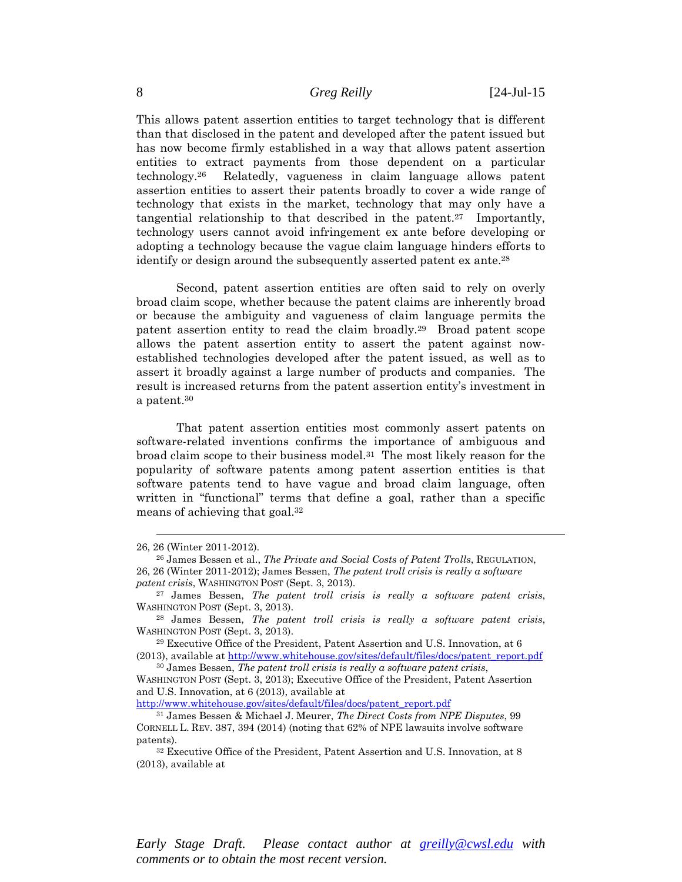This allows patent assertion entities to target technology that is different than that disclosed in the patent and developed after the patent issued but has now become firmly established in a way that allows patent assertion entities to extract payments from those dependent on a particular technology.[26] Relatedly, vagueness in claim language allows patent assertion entities to assert their patents broadly to cover a wide range of technology that exists in the market, technology that may only have a tangential relationship to that described in the patent.[27] Importantly, technology users cannot avoid infringement ex ante before developing or adopting a technology because the vague claim language hinders efforts to identify or design around the subsequently asserted patent ex ante.[28]

Second, patent assertion entities are often said to rely on overly broad claim scope, whether because the patent claims are inherently broad or because the ambiguity and vagueness of claim language permits the patent assertion entity to read the claim broadly.[29] Broad patent scope allows the patent assertion entity to assert the patent against now-established technologies developed after the patent issued, as well as to assert it broadly against a large number of products and companies. The result is increased returns from the patent assertion entity's investment in a patent.[30]

That patent assertion entities most commonly assert patents on software-related inventions confirms the importance of ambiguous and broad claim scope to their business model.[31] The most likely reason for the popularity of software patents among patent assertion entities is that software patents tend to have vague and broad claim language, often written in "functional" terms that define a goal, rather than a specific means of achieving that goal.[32]

---

26, 26 (Winter 2011-2012).

[26] James Bessen et al., *The Private and Social Costs of Patent Trolls*, REGULATION, 26, 26 (Winter 2011-2012); James Bessen, *The patent troll crisis is really a software patent crisis*, WASHINGTON POST (Sept. 3, 2013).

[27] James Bessen, *The patent troll crisis is really a software patent crisis*, WASHINGTON POST (Sept. 3, 2013).

[28] James Bessen, *The patent troll crisis is really a software patent crisis*, WASHINGTON POST (Sept. 3, 2013).

[29] Executive Office of the President, Patent Assertion and U.S. Innovation, at 6 (2013), available at http://www.whitehouse.gov/sites/default/files/docs/patent_report.pdf

[30] James Bessen, *The patent troll crisis is really a software patent crisis*, WASHINGTON POST (Sept. 3, 2013); Executive Office of the President, Patent Assertion and U.S. Innovation, at 6 (2013), available at http://www.whitehouse.gov/sites/default/files/docs/patent_report.pdf

[31] James Bessen & Michael J. Meurer, *The Direct Costs from NPE Disputes*, 99 CORNELL L. REV. 387, 394 (2014) (noting that 62% of NPE lawsuits involve software patents).

[32] Executive Office of the President, Patent Assertion and U.S. Innovation, at 8 (2013), available at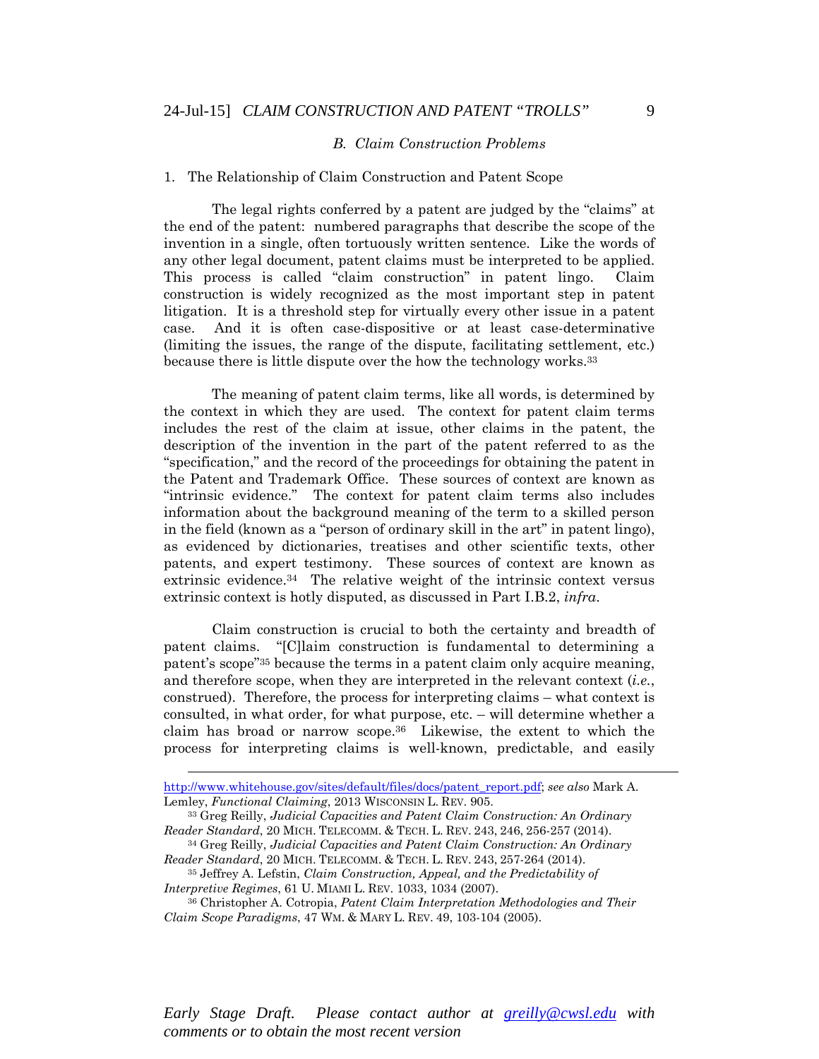### *B. Claim Construction Problems*

1. The Relationship of Claim Construction and Patent Scope

The legal rights conferred by a patent are judged by the "claims" at the end of the patent: numbered paragraphs that describe the scope of the invention in a single, often tortuously written sentence. Like the words of any other legal document, patent claims must be interpreted to be applied. This process is called "claim construction" in patent lingo. Claim construction is widely recognized as the most important step in patent litigation. It is a threshold step for virtually every other issue in a patent case. And it is often case-dispositive or at least case-determinative (limiting the issues, the range of the dispute, facilitating settlement, etc.) because there is little dispute over the how the technology works.[33]

The meaning of patent claim terms, like all words, is determined by the context in which they are used. The context for patent claim terms includes the rest of the claim at issue, other claims in the patent, the description of the invention in the part of the patent referred to as the "specification," and the record of the proceedings for obtaining the patent in the Patent and Trademark Office. These sources of context are known as "intrinsic evidence." The context for patent claim terms also includes information about the background meaning of the term to a skilled person in the field (known as a "person of ordinary skill in the art" in patent lingo), as evidenced by dictionaries, treatises and other scientific texts, other patents, and expert testimony. These sources of context are known as extrinsic evidence.[34] The relative weight of the intrinsic context versus extrinsic context is hotly disputed, as discussed in Part I.B.2, *infra*.

Claim construction is crucial to both the certainty and breadth of patent claims. "[C]laim construction is fundamental to determining a patent's scope"[35] because the terms in a patent claim only acquire meaning, and therefore scope, when they are interpreted in the relevant context (*i.e.*, construed). Therefore, the process for interpreting claims – what context is consulted, in what order, for what purpose, etc. – will determine whether a claim has broad or narrow scope.[36] Likewise, the extent to which the process for interpreting claims is well-known, predictable, and easily

---

http://www.whitehouse.gov/sites/default/files/docs/patent_report.pdf; *see also* Mark A. Lemley, *Functional Claiming*, 2013 WISCONSIN L. REV. 905.

[33] Greg Reilly, *Judicial Capacities and Patent Claim Construction: An Ordinary Reader Standard*, 20 MICH. TELECOMM. & TECH. L. REV. 243, 246, 256-257 (2014).

[34] Greg Reilly, *Judicial Capacities and Patent Claim Construction: An Ordinary Reader Standard*, 20 MICH. TELECOMM. & TECH. L. REV. 243, 257-264 (2014).

[35] Jeffrey A. Lefstin, *Claim Construction, Appeal, and the Predictability of Interpretive Regimes*, 61 U. MIAMI L. REV. 1033, 1034 (2007).

[36] Christopher A. Cotropia, *Patent Claim Interpretation Methodologies and Their Claim Scope Paradigms*, 47 WM. & MARY L. REV. 49, 103-104 (2005).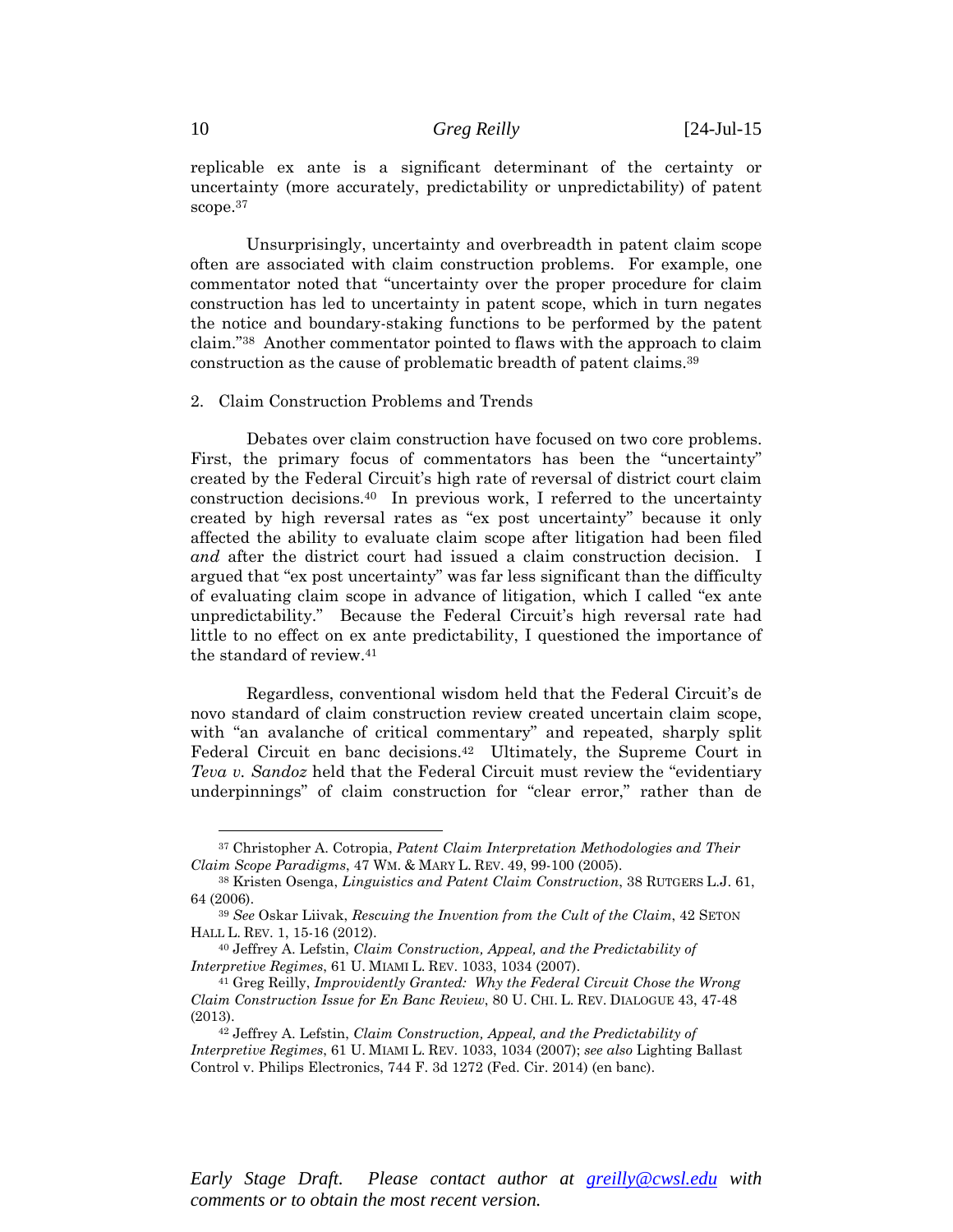replicable ex ante is a significant determinant of the certainty or uncertainty (more accurately, predictability or unpredictability) of patent scope.[37]

Unsurprisingly, uncertainty and overbreadth in patent claim scope often are associated with claim construction problems. For example, one commentator noted that "uncertainty over the proper procedure for claim construction has led to uncertainty in patent scope, which in turn negates the notice and boundary-staking functions to be performed by the patent claim."[38] Another commentator pointed to flaws with the approach to claim construction as the cause of problematic breadth of patent claims.[39]

2. Claim Construction Problems and Trends

Debates over claim construction have focused on two core problems. First, the primary focus of commentators has been the "uncertainty" created by the Federal Circuit's high rate of reversal of district court claim construction decisions.[40] In previous work, I referred to the uncertainty created by high reversal rates as "ex post uncertainty" because it only affected the ability to evaluate claim scope after litigation had been filed *and* after the district court had issued a claim construction decision. I argued that "ex post uncertainty" was far less significant than the difficulty of evaluating claim scope in advance of litigation, which I called "ex ante unpredictability." Because the Federal Circuit's high reversal rate had little to no effect on ex ante predictability, I questioned the importance of the standard of review.[41]

Regardless, conventional wisdom held that the Federal Circuit's de novo standard of claim construction review created uncertain claim scope, with "an avalanche of critical commentary" and repeated, sharply split Federal Circuit en banc decisions.[42] Ultimately, the Supreme Court in *Teva v. Sandoz* held that the Federal Circuit must review the "evidentiary underpinnings" of claim construction for "clear error," rather than de

---

[37] Christopher A. Cotropia, *Patent Claim Interpretation Methodologies and Their Claim Scope Paradigms*, 47 WM. & MARY L. REV. 49, 99-100 (2005).

[38] Kristen Osenga, *Linguistics and Patent Claim Construction*, 38 RUTGERS L.J. 61, 64 (2006).

[39] *See* Oskar Liivak, *Rescuing the Invention from the Cult of the Claim*, 42 SETON HALL L. REV. 1, 15-16 (2012).

[40] Jeffrey A. Lefstin, *Claim Construction, Appeal, and the Predictability of Interpretive Regimes*, 61 U. MIAMI L. REV. 1033, 1034 (2007).

[41] Greg Reilly, *Improvidently Granted: Why the Federal Circuit Chose the Wrong Claim Construction Issue for En Banc Review*, 80 U. CHI. L. REV. DIALOGUE 43, 47-48 (2013).

[42] Jeffrey A. Lefstin, *Claim Construction, Appeal, and the Predictability of Interpretive Regimes*, 61 U. MIAMI L. REV. 1033, 1034 (2007); *see also* Lighting Ballast Control v. Philips Electronics, 744 F. 3d 1272 (Fed. Cir. 2014) (en banc).

*Early Stage Draft. Please contact author at greilly@cwsl.edu with comments or to obtain the most recent version.*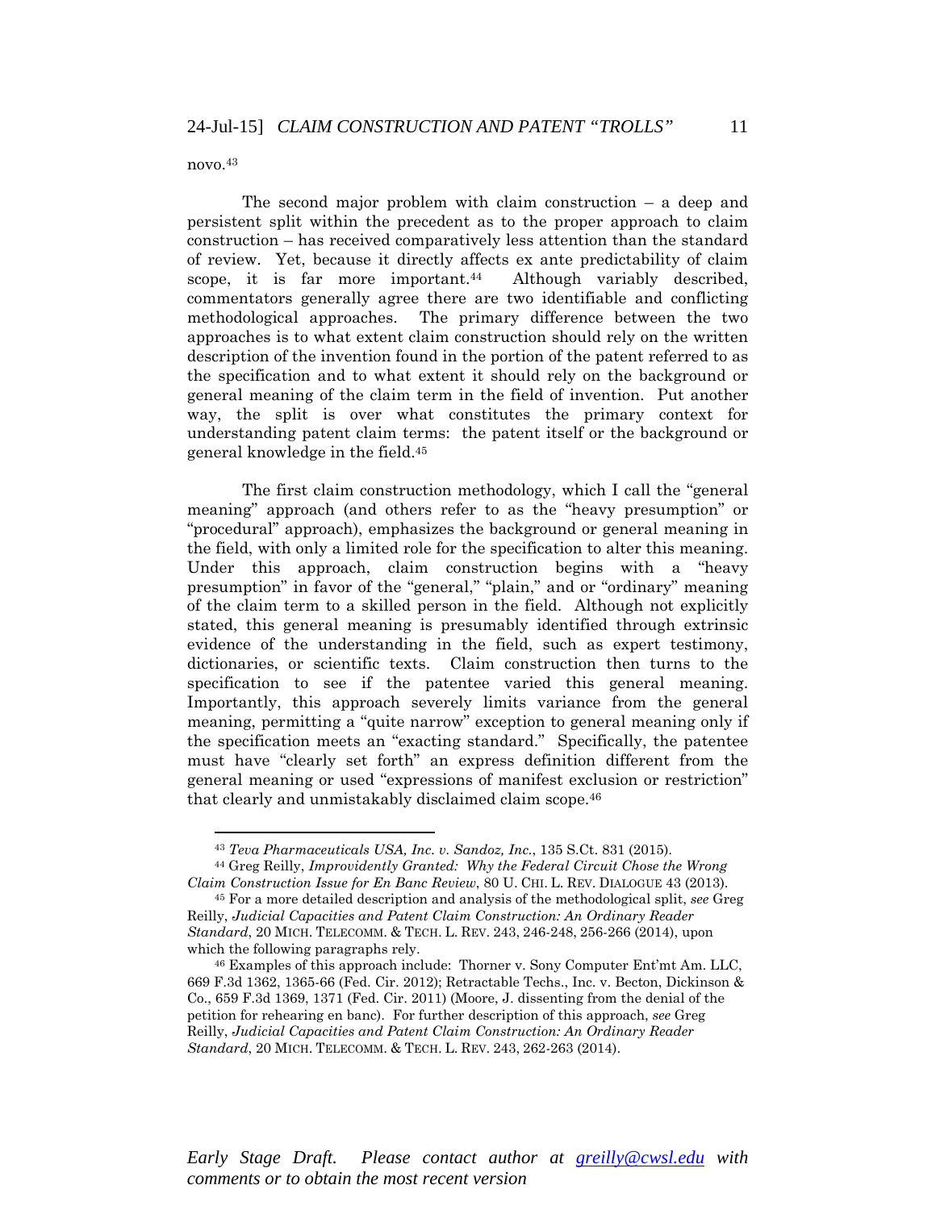novo.[43]

The second major problem with claim construction – a deep and persistent split within the precedent as to the proper approach to claim construction – has received comparatively less attention than the standard of review. Yet, because it directly affects ex ante predictability of claim scope, it is far more important.[44] Although variably described, commentators generally agree there are two identifiable and conflicting methodological approaches. The primary difference between the two approaches is to what extent claim construction should rely on the written description of the invention found in the portion of the patent referred to as the specification and to what extent it should rely on the background or general meaning of the claim term in the field of invention. Put another way, the split is over what constitutes the primary context for understanding patent claim terms: the patent itself or the background or general knowledge in the field.[45]

The first claim construction methodology, which I call the "general meaning" approach (and others refer to as the "heavy presumption" or "procedural" approach), emphasizes the background or general meaning in the field, with only a limited role for the specification to alter this meaning. Under this approach, claim construction begins with a "heavy presumption" in favor of the "general," "plain," and or "ordinary" meaning of the claim term to a skilled person in the field. Although not explicitly stated, this general meaning is presumably identified through extrinsic evidence of the understanding in the field, such as expert testimony, dictionaries, or scientific texts. Claim construction then turns to the specification to see if the patentee varied this general meaning. Importantly, this approach severely limits variance from the general meaning, permitting a "quite narrow" exception to general meaning only if the specification meets an "exacting standard." Specifically, the patentee must have "clearly set forth" an express definition different from the general meaning or used "expressions of manifest exclusion or restriction" that clearly and unmistakably disclaimed claim scope.[46]

---

[43] *Teva Pharmaceuticals USA, Inc. v. Sandoz, Inc.*, 135 S.Ct. 831 (2015).

[44] Greg Reilly, *Improvidently Granted: Why the Federal Circuit Chose the Wrong Claim Construction Issue for En Banc Review*, 80 U. CHI. L. REV. DIALOGUE 43 (2013).

[45] For a more detailed description and analysis of the methodological split, *see* Greg Reilly, *Judicial Capacities and Patent Claim Construction: An Ordinary Reader Standard*, 20 MICH. TELECOMM. & TECH. L. REV. 243, 246-248, 256-266 (2014), upon which the following paragraphs rely.

[46] Examples of this approach include: Thorner v. Sony Computer Ent'mt Am. LLC, 669 F.3d 1362, 1365-66 (Fed. Cir. 2012); Retractable Techs., Inc. v. Becton, Dickinson & Co., 659 F.3d 1369, 1371 (Fed. Cir. 2011) (Moore, J. dissenting from the denial of the petition for rehearing en banc). For further description of this approach, *see* Greg Reilly, *Judicial Capacities and Patent Claim Construction: An Ordinary Reader Standard*, 20 MICH. TELECOMM. & TECH. L. REV. 243, 262-263 (2014).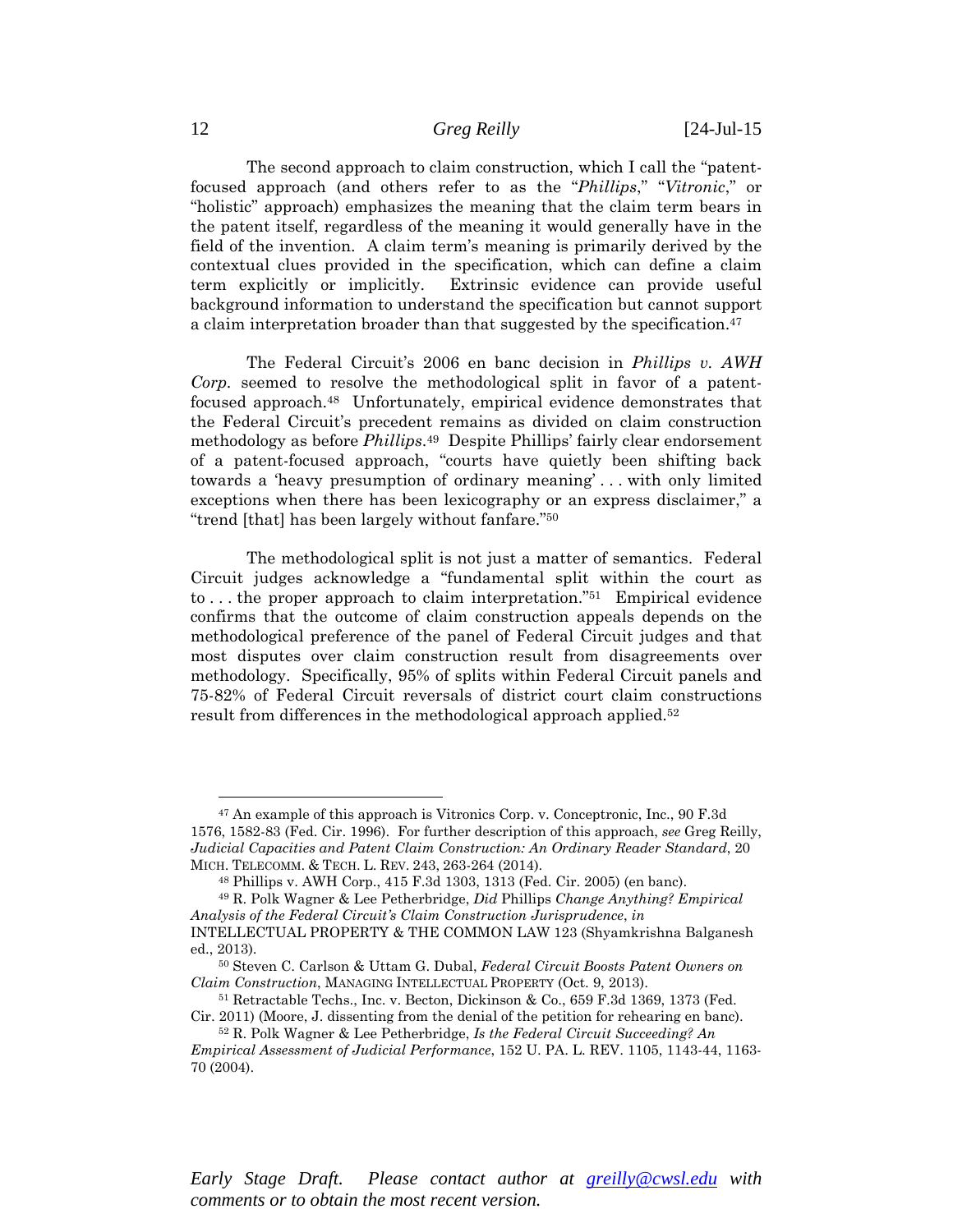The second approach to claim construction, which I call the "patent-focused approach (and others refer to as the "*Phillips*," "*Vitronic*," or "holistic" approach) emphasizes the meaning that the claim term bears in the patent itself, regardless of the meaning it would generally have in the field of the invention. A claim term's meaning is primarily derived by the contextual clues provided in the specification, which can define a claim term explicitly or implicitly. Extrinsic evidence can provide useful background information to understand the specification but cannot support a claim interpretation broader than that suggested by the specification.[47]

The Federal Circuit's 2006 en banc decision in *Phillips v. AWH Corp.* seemed to resolve the methodological split in favor of a patent-focused approach.[48] Unfortunately, empirical evidence demonstrates that the Federal Circuit's precedent remains as divided on claim construction methodology as before *Phillips*.[49] Despite Phillips' fairly clear endorsement of a patent-focused approach, "courts have quietly been shifting back towards a 'heavy presumption of ordinary meaning' . . . with only limited exceptions when there has been lexicography or an express disclaimer," a "trend [that] has been largely without fanfare."[50]

The methodological split is not just a matter of semantics. Federal Circuit judges acknowledge a "fundamental split within the court as to . . . the proper approach to claim interpretation."[51] Empirical evidence confirms that the outcome of claim construction appeals depends on the methodological preference of the panel of Federal Circuit judges and that most disputes over claim construction result from disagreements over methodology. Specifically, 95% of splits within Federal Circuit panels and 75-82% of Federal Circuit reversals of district court claim constructions result from differences in the methodological approach applied.[52]

---

[47] An example of this approach is Vitronics Corp. v. Conceptronic, Inc., 90 F.3d 1576, 1582-83 (Fed. Cir. 1996). For further description of this approach, *see* Greg Reilly, *Judicial Capacities and Patent Claim Construction: An Ordinary Reader Standard*, 20 MICH. TELECOMM. & TECH. L. REV. 243, 263-264 (2014).

[48] Phillips v. AWH Corp., 415 F.3d 1303, 1313 (Fed. Cir. 2005) (en banc).

[49] R. Polk Wagner & Lee Petherbridge, *Did* Phillips *Change Anything? Empirical Analysis of the Federal Circuit's Claim Construction Jurisprudence*, *in* INTELLECTUAL PROPERTY & THE COMMON LAW 123 (Shyamkrishna Balganesh ed., 2013).

[50] Steven C. Carlson & Uttam G. Dubal, *Federal Circuit Boosts Patent Owners on Claim Construction*, MANAGING INTELLECTUAL PROPERTY (Oct. 9, 2013).

[51] Retractable Techs., Inc. v. Becton, Dickinson & Co., 659 F.3d 1369, 1373 (Fed. Cir. 2011) (Moore, J. dissenting from the denial of the petition for rehearing en banc).

[52] R. Polk Wagner & Lee Petherbridge, *Is the Federal Circuit Succeeding? An Empirical Assessment of Judicial Performance*, 152 U. PA. L. REV. 1105, 1143-44, 1163-70 (2004).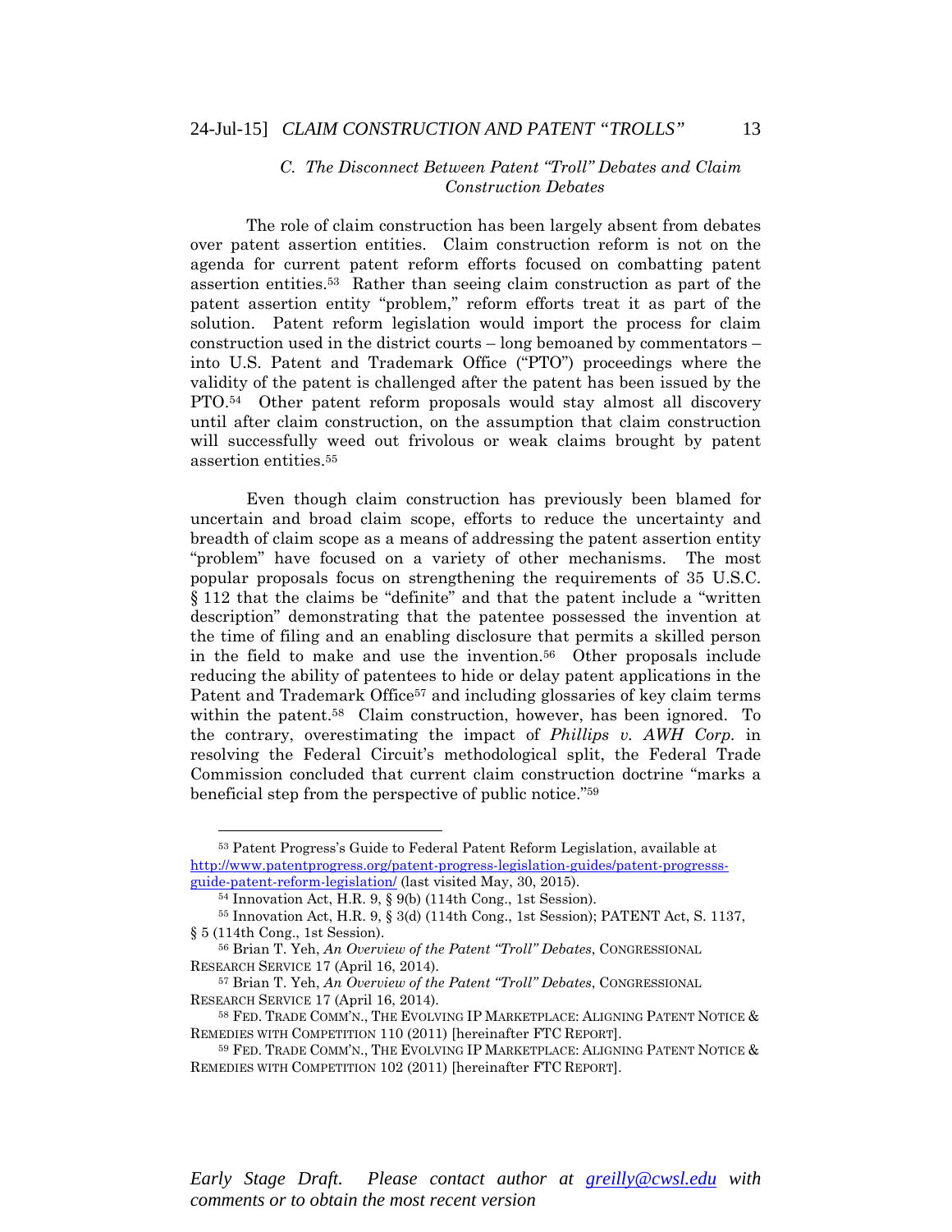### *C. The Disconnect Between Patent "Troll" Debates and Claim Construction Debates*

The role of claim construction has been largely absent from debates over patent assertion entities. Claim construction reform is not on the agenda for current patent reform efforts focused on combatting patent assertion entities.[53] Rather than seeing claim construction as part of the patent assertion entity "problem," reform efforts treat it as part of the solution. Patent reform legislation would import the process for claim construction used in the district courts – long bemoaned by commentators – into U.S. Patent and Trademark Office ("PTO") proceedings where the validity of the patent is challenged after the patent has been issued by the PTO.[54] Other patent reform proposals would stay almost all discovery until after claim construction, on the assumption that claim construction will successfully weed out frivolous or weak claims brought by patent assertion entities.[55]

Even though claim construction has previously been blamed for uncertain and broad claim scope, efforts to reduce the uncertainty and breadth of claim scope as a means of addressing the patent assertion entity "problem" have focused on a variety of other mechanisms. The most popular proposals focus on strengthening the requirements of 35 U.S.C. § 112 that the claims be "definite" and that the patent include a "written description" demonstrating that the patentee possessed the invention at the time of filing and an enabling disclosure that permits a skilled person in the field to make and use the invention.[56] Other proposals include reducing the ability of patentees to hide or delay patent applications in the Patent and Trademark Office[57] and including glossaries of key claim terms within the patent.[58] Claim construction, however, has been ignored. To the contrary, overestimating the impact of *Phillips v. AWH Corp.* in resolving the Federal Circuit's methodological split, the Federal Trade Commission concluded that current claim construction doctrine "marks a beneficial step from the perspective of public notice."[59]

---

[53] Patent Progress's Guide to Federal Patent Reform Legislation, available at http://www.patentprogress.org/patent-progress-legislation-guides/patent-progresss-guide-patent-reform-legislation/ (last visited May, 30, 2015).

[54] Innovation Act, H.R. 9, § 9(b) (114th Cong., 1st Session).

[55] Innovation Act, H.R. 9, § 3(d) (114th Cong., 1st Session); PATENT Act, S. 1137, § 5 (114th Cong., 1st Session).

[56] Brian T. Yeh, *An Overview of the Patent "Troll" Debates*, CONGRESSIONAL RESEARCH SERVICE 17 (April 16, 2014).

[57] Brian T. Yeh, *An Overview of the Patent "Troll" Debates*, CONGRESSIONAL RESEARCH SERVICE 17 (April 16, 2014).

[58] FED. TRADE COMM'N., THE EVOLVING IP MARKETPLACE: ALIGNING PATENT NOTICE & REMEDIES WITH COMPETITION 110 (2011) [hereinafter FTC REPORT].

[59] FED. TRADE COMM'N., THE EVOLVING IP MARKETPLACE: ALIGNING PATENT NOTICE & REMEDIES WITH COMPETITION 102 (2011) [hereinafter FTC REPORT].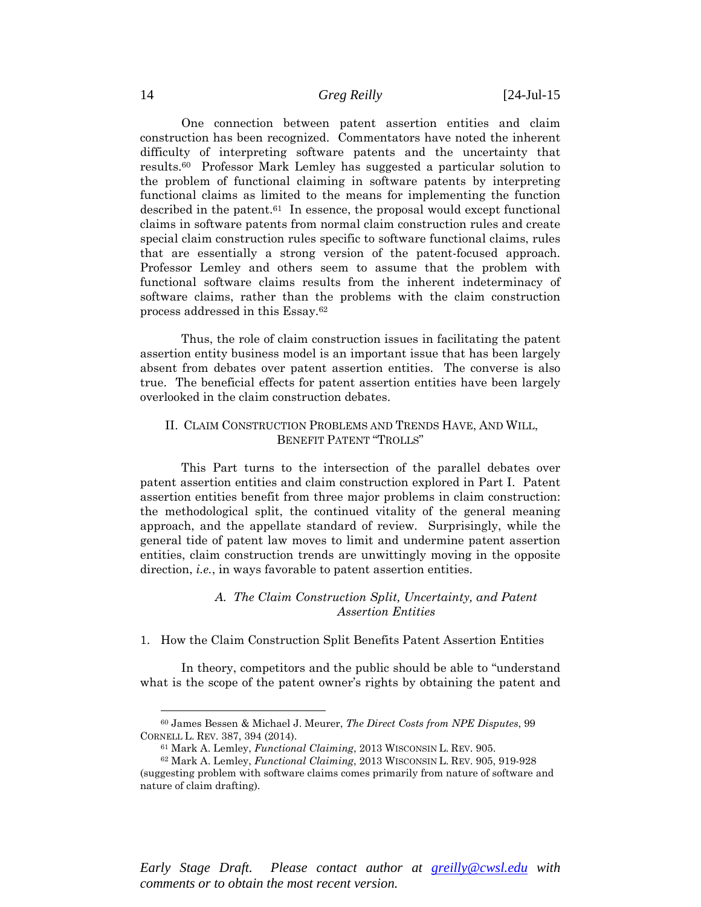One connection between patent assertion entities and claim construction has been recognized. Commentators have noted the inherent difficulty of interpreting software patents and the uncertainty that results.[60] Professor Mark Lemley has suggested a particular solution to the problem of functional claiming in software patents by interpreting functional claims as limited to the means for implementing the function described in the patent.[61] In essence, the proposal would except functional claims in software patents from normal claim construction rules and create special claim construction rules specific to software functional claims, rules that are essentially a strong version of the patent-focused approach. Professor Lemley and others seem to assume that the problem with functional software claims results from the inherent indeterminacy of software claims, rather than the problems with the claim construction process addressed in this Essay.[62]

Thus, the role of claim construction issues in facilitating the patent assertion entity business model is an important issue that has been largely absent from debates over patent assertion entities. The converse is also true. The beneficial effects for patent assertion entities have been largely overlooked in the claim construction debates.

## II. Claim Construction Problems and Trends Have, And Will, Benefit Patent "Trolls"

This Part turns to the intersection of the parallel debates over patent assertion entities and claim construction explored in Part I. Patent assertion entities benefit from three major problems in claim construction: the methodological split, the continued vitality of the general meaning approach, and the appellate standard of review. Surprisingly, while the general tide of patent law moves to limit and undermine patent assertion entities, claim construction trends are unwittingly moving in the opposite direction, *i.e.*, in ways favorable to patent assertion entities.

### *A. The Claim Construction Split, Uncertainty, and Patent Assertion Entities*

#### 1. How the Claim Construction Split Benefits Patent Assertion Entities

In theory, competitors and the public should be able to "understand what is the scope of the patent owner's rights by obtaining the patent and

---

[60] James Bessen & Michael J. Meurer, *The Direct Costs from NPE Disputes*, 99 Cornell L. Rev. 387, 394 (2014).

[61] Mark A. Lemley, *Functional Claiming*, 2013 Wisconsin L. Rev. 905.

[62] Mark A. Lemley, *Functional Claiming*, 2013 Wisconsin L. Rev. 905, 919-928 (suggesting problem with software claims comes primarily from nature of software and nature of claim drafting).

*Early Stage Draft. Please contact author at [greilly@cwsl.edu](mailto:greilly@cwsl.edu) with comments or to obtain the most recent version.*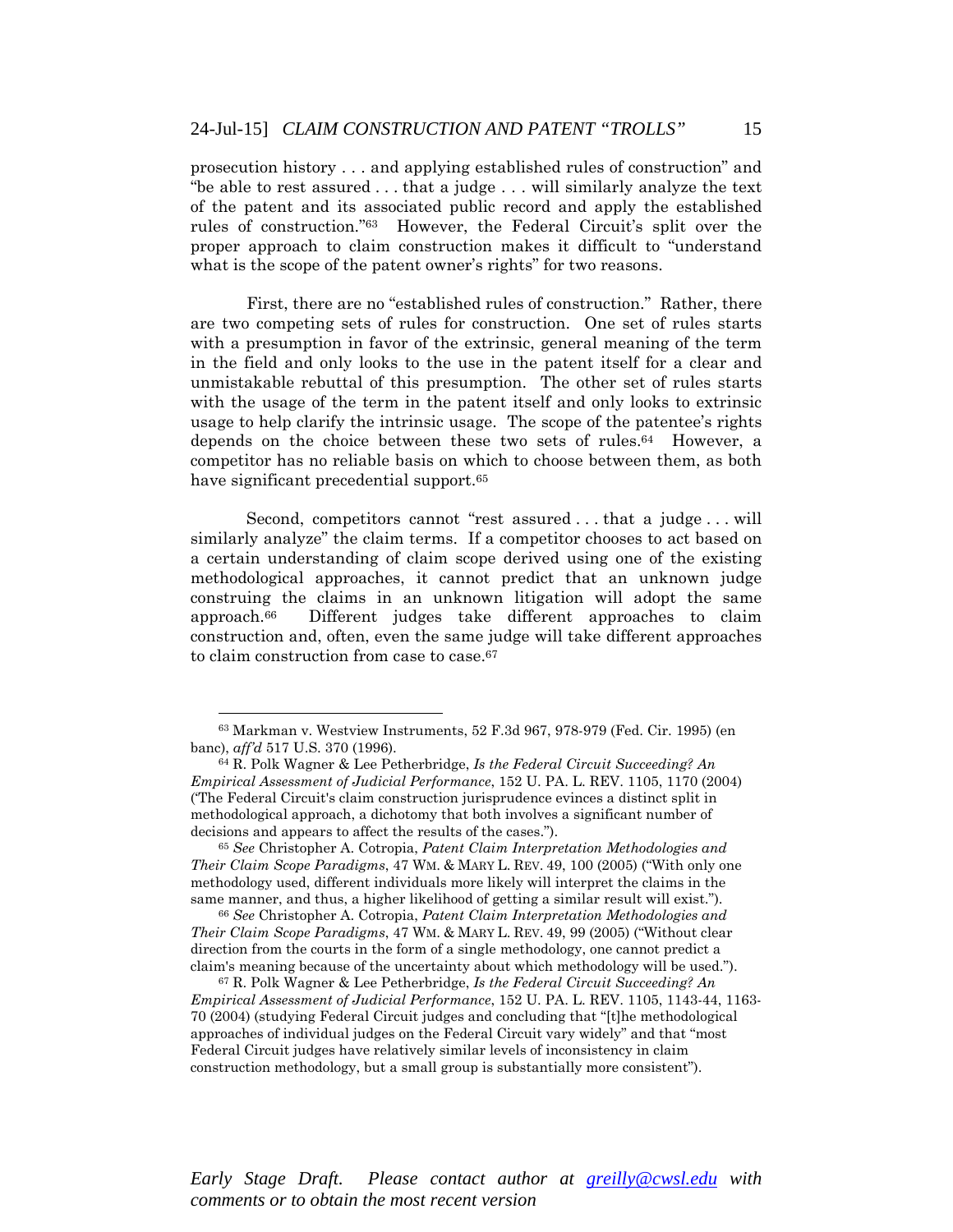prosecution history . . . and applying established rules of construction" and "be able to rest assured . . . that a judge . . . will similarly analyze the text of the patent and its associated public record and apply the established rules of construction."[63] However, the Federal Circuit's split over the proper approach to claim construction makes it difficult to "understand what is the scope of the patent owner's rights" for two reasons.

First, there are no "established rules of construction." Rather, there are two competing sets of rules for construction. One set of rules starts with a presumption in favor of the extrinsic, general meaning of the term in the field and only looks to the use in the patent itself for a clear and unmistakable rebuttal of this presumption. The other set of rules starts with the usage of the term in the patent itself and only looks to extrinsic usage to help clarify the intrinsic usage. The scope of the patentee's rights depends on the choice between these two sets of rules.[64] However, a competitor has no reliable basis on which to choose between them, as both have significant precedential support.[65]

Second, competitors cannot "rest assured . . . that a judge . . . will similarly analyze" the claim terms. If a competitor chooses to act based on a certain understanding of claim scope derived using one of the existing methodological approaches, it cannot predict that an unknown judge construing the claims in an unknown litigation will adopt the same approach.[66] Different judges take different approaches to claim construction and, often, even the same judge will take different approaches to claim construction from case to case.[67]

---

[63] Markman v. Westview Instruments, 52 F.3d 967, 978-979 (Fed. Cir. 1995) (en banc), *aff'd* 517 U.S. 370 (1996).

[64] R. Polk Wagner & Lee Petherbridge, *Is the Federal Circuit Succeeding? An Empirical Assessment of Judicial Performance*, 152 U. PA. L. REV. 1105, 1170 (2004) ('The Federal Circuit's claim construction jurisprudence evinces a distinct split in methodological approach, a dichotomy that both involves a significant number of decisions and appears to affect the results of the cases.").

[65] *See* Christopher A. Cotropia, *Patent Claim Interpretation Methodologies and Their Claim Scope Paradigms*, 47 WM. & MARY L. REV. 49, 100 (2005) ("With only one methodology used, different individuals more likely will interpret the claims in the same manner, and thus, a higher likelihood of getting a similar result will exist.").

[66] *See* Christopher A. Cotropia, *Patent Claim Interpretation Methodologies and Their Claim Scope Paradigms*, 47 WM. & MARY L. REV. 49, 99 (2005) ("Without clear direction from the courts in the form of a single methodology, one cannot predict a claim's meaning because of the uncertainty about which methodology will be used.").

[67] R. Polk Wagner & Lee Petherbridge, *Is the Federal Circuit Succeeding? An Empirical Assessment of Judicial Performance*, 152 U. PA. L. REV. 1105, 1143-44, 1163-70 (2004) (studying Federal Circuit judges and concluding that "[t]he methodological approaches of individual judges on the Federal Circuit vary widely" and that "most Federal Circuit judges have relatively similar levels of inconsistency in claim construction methodology, but a small group is substantially more consistent").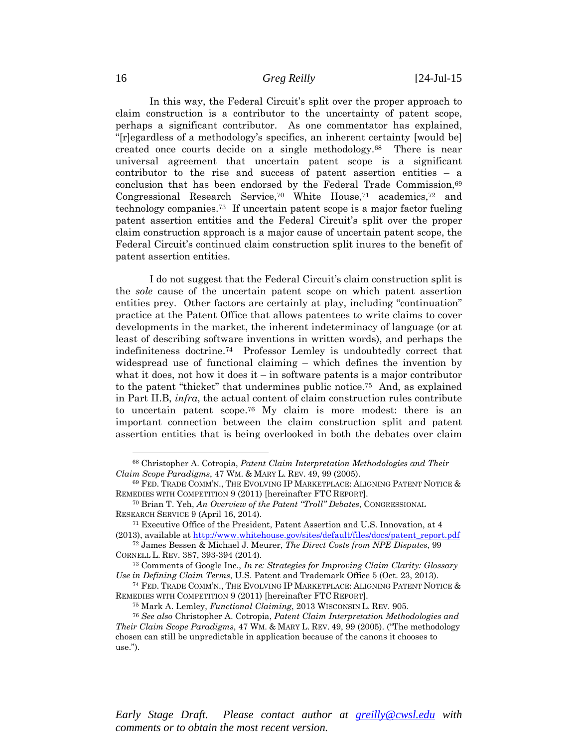In this way, the Federal Circuit's split over the proper approach to claim construction is a contributor to the uncertainty of patent scope, perhaps a significant contributor. As one commentator has explained, "[r]egardless of a methodology's specifics, an inherent certainty [would be] created once courts decide on a single methodology.[68] There is near universal agreement that uncertain patent scope is a significant contributor to the rise and success of patent assertion entities – a conclusion that has been endorsed by the Federal Trade Commission,[69] Congressional Research Service,[70] White House,[71] academics,[72] and technology companies.[73] If uncertain patent scope is a major factor fueling patent assertion entities and the Federal Circuit's split over the proper claim construction approach is a major cause of uncertain patent scope, the Federal Circuit's continued claim construction split inures to the benefit of patent assertion entities.

I do not suggest that the Federal Circuit's claim construction split is the *sole* cause of the uncertain patent scope on which patent assertion entities prey. Other factors are certainly at play, including "continuation" practice at the Patent Office that allows patentees to write claims to cover developments in the market, the inherent indeterminacy of language (or at least of describing software inventions in written words), and perhaps the indefiniteness doctrine.[74] Professor Lemley is undoubtedly correct that widespread use of functional claiming – which defines the invention by what it does, not how it does it – in software patents is a major contributor to the patent "thicket" that undermines public notice.[75] And, as explained in Part II.B, *infra*, the actual content of claim construction rules contribute to uncertain patent scope.[76] My claim is more modest: there is an important connection between the claim construction split and patent assertion entities that is being overlooked in both the debates over claim

---

[68] Christopher A. Cotropia, *Patent Claim Interpretation Methodologies and Their Claim Scope Paradigms*, 47 WM. & MARY L. REV. 49, 99 (2005).

[69] FED. TRADE COMM'N., THE EVOLVING IP MARKETPLACE: ALIGNING PATENT NOTICE & REMEDIES WITH COMPETITION 9 (2011) [hereinafter FTC REPORT].

[70] Brian T. Yeh, *An Overview of the Patent "Troll" Debates*, CONGRESSIONAL RESEARCH SERVICE 9 (April 16, 2014).

[71] Executive Office of the President, Patent Assertion and U.S. Innovation, at 4 (2013), available at http://www.whitehouse.gov/sites/default/files/docs/patent_report.pdf

[72] James Bessen & Michael J. Meurer, *The Direct Costs from NPE Disputes*, 99 CORNELL L. REV. 387, 393-394 (2014).

[73] Comments of Google Inc., *In re: Strategies for Improving Claim Clarity: Glossary Use in Defining Claim Terms*, U.S. Patent and Trademark Office 5 (Oct. 23, 2013).

[74] FED. TRADE COMM'N., THE EVOLVING IP MARKETPLACE: ALIGNING PATENT NOTICE & REMEDIES WITH COMPETITION 9 (2011) [hereinafter FTC REPORT].

[75] Mark A. Lemley, *Functional Claiming*, 2013 WISCONSIN L. REV. 905.

[76] *See also* Christopher A. Cotropia, *Patent Claim Interpretation Methodologies and Their Claim Scope Paradigms*, 47 WM. & MARY L. REV. 49, 99 (2005). ("The methodology chosen can still be unpredictable in application because of the canons it chooses to use.").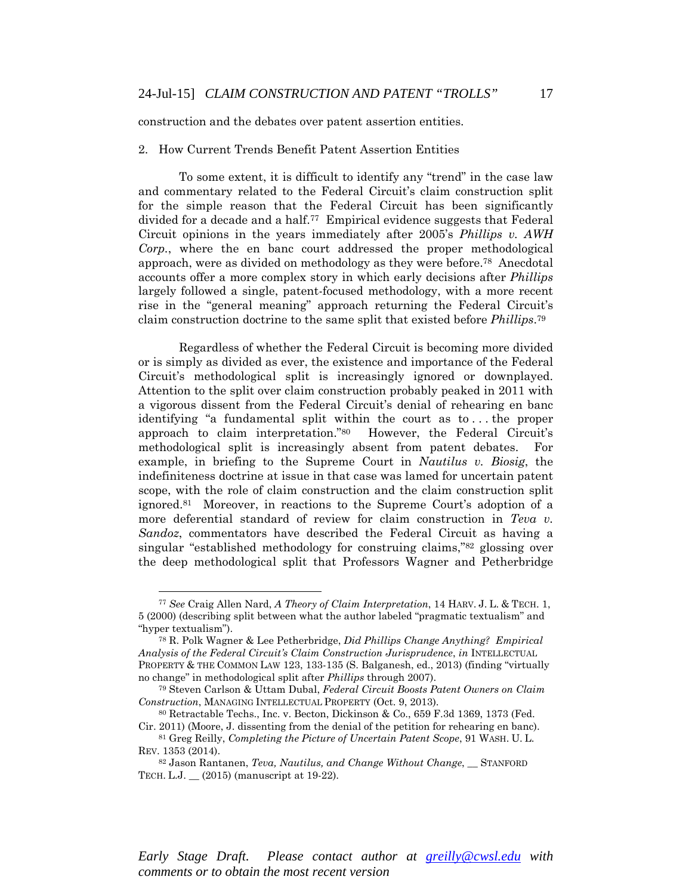construction and the debates over patent assertion entities.

2. How Current Trends Benefit Patent Assertion Entities

To some extent, it is difficult to identify any "trend" in the case law and commentary related to the Federal Circuit's claim construction split for the simple reason that the Federal Circuit has been significantly divided for a decade and a half.[77] Empirical evidence suggests that Federal Circuit opinions in the years immediately after 2005's *Phillips v. AWH Corp.*, where the en banc court addressed the proper methodological approach, were as divided on methodology as they were before.[78] Anecdotal accounts offer a more complex story in which early decisions after *Phillips* largely followed a single, patent-focused methodology, with a more recent rise in the "general meaning" approach returning the Federal Circuit's claim construction doctrine to the same split that existed before *Phillips*.[79]

Regardless of whether the Federal Circuit is becoming more divided or is simply as divided as ever, the existence and importance of the Federal Circuit's methodological split is increasingly ignored or downplayed. Attention to the split over claim construction probably peaked in 2011 with a vigorous dissent from the Federal Circuit's denial of rehearing en banc identifying "a fundamental split within the court as to . . . the proper approach to claim interpretation."[80] However, the Federal Circuit's methodological split is increasingly absent from patent debates. For example, in briefing to the Supreme Court in *Nautilus v. Biosig*, the indefiniteness doctrine at issue in that case was lamed for uncertain patent scope, with the role of claim construction and the claim construction split ignored.[81] Moreover, in reactions to the Supreme Court's adoption of a more deferential standard of review for claim construction in *Teva v. Sandoz*, commentators have described the Federal Circuit as having a singular "established methodology for construing claims,"[82] glossing over the deep methodological split that Professors Wagner and Petherbridge

---

[77] *See* Craig Allen Nard, *A Theory of Claim Interpretation*, 14 HARV. J. L. & TECH. 1, 5 (2000) (describing split between what the author labeled "pragmatic textualism" and "hyper textualism").

[78] R. Polk Wagner & Lee Petherbridge, *Did Phillips Change Anything? Empirical Analysis of the Federal Circuit's Claim Construction Jurisprudence*, *in* INTELLECTUAL PROPERTY & THE COMMON LAW 123, 133-135 (S. Balganesh, ed., 2013) (finding "virtually no change" in methodological split after *Phillips* through 2007).

[79] Steven Carlson & Uttam Dubal, *Federal Circuit Boosts Patent Owners on Claim Construction*, MANAGING INTELLECTUAL PROPERTY (Oct. 9, 2013).

[80] Retractable Techs., Inc. v. Becton, Dickinson & Co., 659 F.3d 1369, 1373 (Fed. Cir. 2011) (Moore, J. dissenting from the denial of the petition for rehearing en banc).

[81] Greg Reilly, *Completing the Picture of Uncertain Patent Scope*, 91 WASH. U. L. REV. 1353 (2014).

[82] Jason Rantanen, *Teva, Nautilus, and Change Without Change*, __ STANFORD TECH. L.J. __ (2015) (manuscript at 19-22).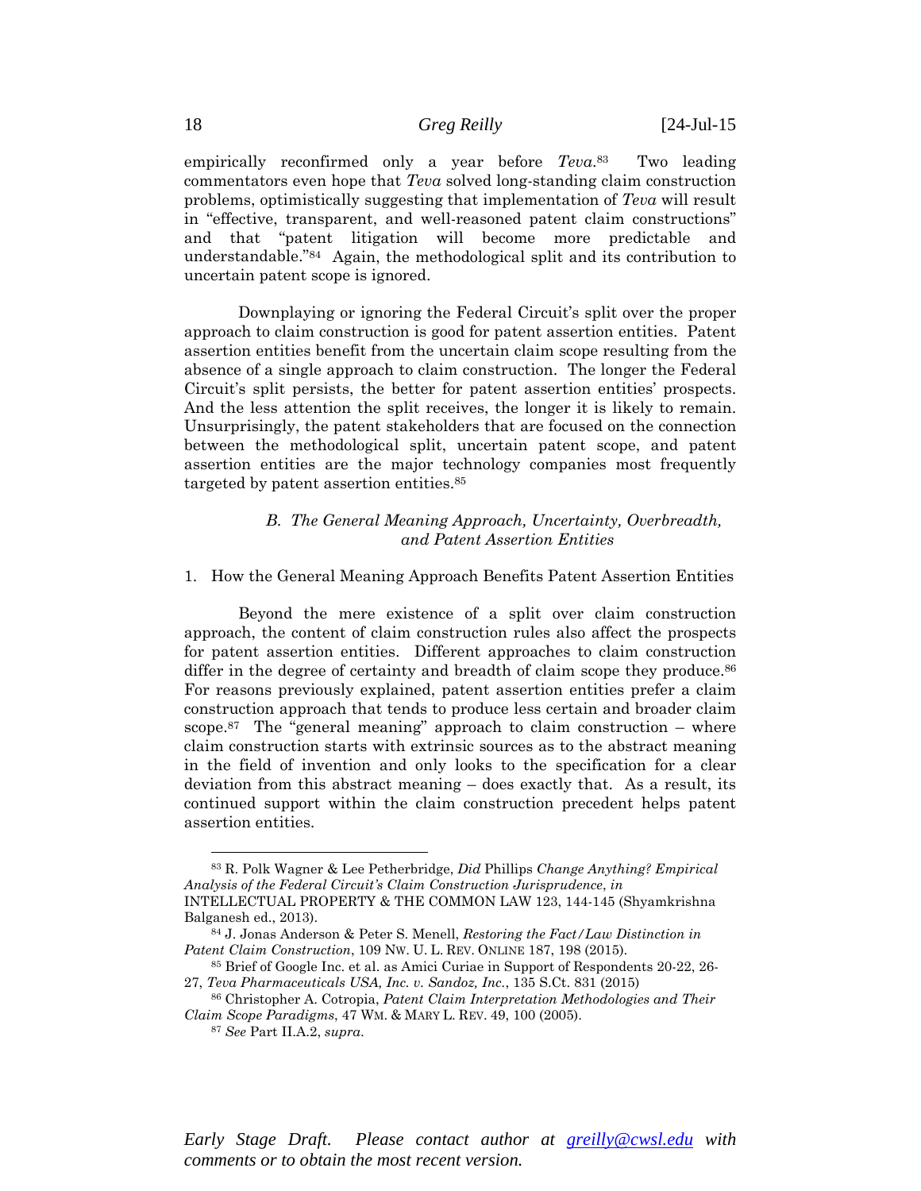empirically reconfirmed only a year before *Teva*.[83] Two leading commentators even hope that *Teva* solved long-standing claim construction problems, optimistically suggesting that implementation of *Teva* will result in "effective, transparent, and well-reasoned patent claim constructions" and that "patent litigation will become more predictable and understandable."[84] Again, the methodological split and its contribution to uncertain patent scope is ignored.

Downplaying or ignoring the Federal Circuit's split over the proper approach to claim construction is good for patent assertion entities. Patent assertion entities benefit from the uncertain claim scope resulting from the absence of a single approach to claim construction. The longer the Federal Circuit's split persists, the better for patent assertion entities' prospects. And the less attention the split receives, the longer it is likely to remain. Unsurprisingly, the patent stakeholders that are focused on the connection between the methodological split, uncertain patent scope, and patent assertion entities are the major technology companies most frequently targeted by patent assertion entities.[85]

### *B. The General Meaning Approach, Uncertainty, Overbreadth, and Patent Assertion Entities*

#### 1. How the General Meaning Approach Benefits Patent Assertion Entities

Beyond the mere existence of a split over claim construction approach, the content of claim construction rules also affect the prospects for patent assertion entities. Different approaches to claim construction differ in the degree of certainty and breadth of claim scope they produce.[86] For reasons previously explained, patent assertion entities prefer a claim construction approach that tends to produce less certain and broader claim scope.[87] The "general meaning" approach to claim construction – where claim construction starts with extrinsic sources as to the abstract meaning in the field of invention and only looks to the specification for a clear deviation from this abstract meaning – does exactly that. As a result, its continued support within the claim construction precedent helps patent assertion entities.

---

[83] R. Polk Wagner & Lee Petherbridge, *Did* Phillips *Change Anything? Empirical Analysis of the Federal Circuit's Claim Construction Jurisprudence*, *in* INTELLECTUAL PROPERTY & THE COMMON LAW 123, 144-145 (Shyamkrishna Balganesh ed., 2013).

[84] J. Jonas Anderson & Peter S. Menell, *Restoring the Fact/Law Distinction in Patent Claim Construction*, 109 NW. U. L. REV. ONLINE 187, 198 (2015).

[85] Brief of Google Inc. et al. as Amici Curiae in Support of Respondents 20-22, 26-27, *Teva Pharmaceuticals USA, Inc. v. Sandoz, Inc.*, 135 S.Ct. 831 (2015)

[86] Christopher A. Cotropia, *Patent Claim Interpretation Methodologies and Their Claim Scope Paradigms*, 47 WM. & MARY L. REV. 49, 100 (2005).

[87] *See* Part II.A.2, *supra*.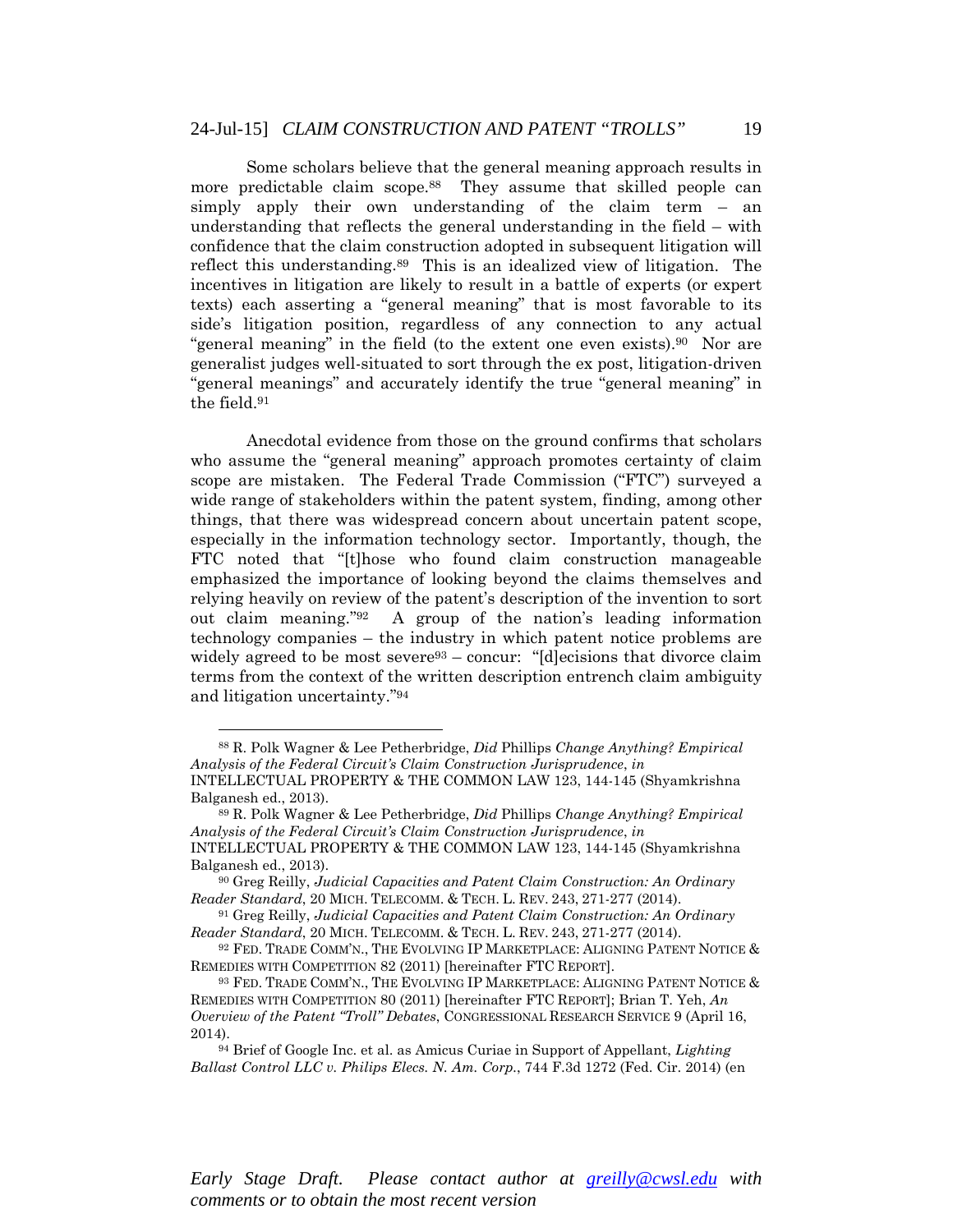Some scholars believe that the general meaning approach results in more predictable claim scope.[88] They assume that skilled people can simply apply their own understanding of the claim term – an understanding that reflects the general understanding in the field – with confidence that the claim construction adopted in subsequent litigation will reflect this understanding.[89] This is an idealized view of litigation. The incentives in litigation are likely to result in a battle of experts (or expert texts) each asserting a "general meaning" that is most favorable to its side's litigation position, regardless of any connection to any actual "general meaning" in the field (to the extent one even exists).[90] Nor are generalist judges well-situated to sort through the ex post, litigation-driven "general meanings" and accurately identify the true "general meaning" in the field.[91]

Anecdotal evidence from those on the ground confirms that scholars who assume the "general meaning" approach promotes certainty of claim scope are mistaken. The Federal Trade Commission ("FTC") surveyed a wide range of stakeholders within the patent system, finding, among other things, that there was widespread concern about uncertain patent scope, especially in the information technology sector. Importantly, though, the FTC noted that "[t]hose who found claim construction manageable emphasized the importance of looking beyond the claims themselves and relying heavily on review of the patent's description of the invention to sort out claim meaning."[92] A group of the nation's leading information technology companies – the industry in which patent notice problems are widely agreed to be most severe[93] – concur: "[d]ecisions that divorce claim terms from the context of the written description entrench claim ambiguity and litigation uncertainty."[94]

---

[88] R. Polk Wagner & Lee Petherbridge, *Did* Phillips *Change Anything? Empirical Analysis of the Federal Circuit's Claim Construction Jurisprudence*, *in* INTELLECTUAL PROPERTY & THE COMMON LAW 123, 144-145 (Shyamkrishna Balganesh ed., 2013).

[89] R. Polk Wagner & Lee Petherbridge, *Did* Phillips *Change Anything? Empirical Analysis of the Federal Circuit's Claim Construction Jurisprudence*, *in* INTELLECTUAL PROPERTY & THE COMMON LAW 123, 144-145 (Shyamkrishna Balganesh ed., 2013).

[90] Greg Reilly, *Judicial Capacities and Patent Claim Construction: An Ordinary Reader Standard*, 20 MICH. TELECOMM. & TECH. L. REV. 243, 271-277 (2014).

[91] Greg Reilly, *Judicial Capacities and Patent Claim Construction: An Ordinary Reader Standard*, 20 MICH. TELECOMM. & TECH. L. REV. 243, 271-277 (2014).

[92] FED. TRADE COMM'N., THE EVOLVING IP MARKETPLACE: ALIGNING PATENT NOTICE & REMEDIES WITH COMPETITION 82 (2011) [hereinafter FTC REPORT].

[93] FED. TRADE COMM'N., THE EVOLVING IP MARKETPLACE: ALIGNING PATENT NOTICE & REMEDIES WITH COMPETITION 80 (2011) [hereinafter FTC REPORT]; Brian T. Yeh, *An Overview of the Patent "Troll" Debates*, CONGRESSIONAL RESEARCH SERVICE 9 (April 16, 2014).

[94] Brief of Google Inc. et al. as Amicus Curiae in Support of Appellant, *Lighting Ballast Control LLC v. Philips Elecs. N. Am. Corp.*, 744 F.3d 1272 (Fed. Cir. 2014) (en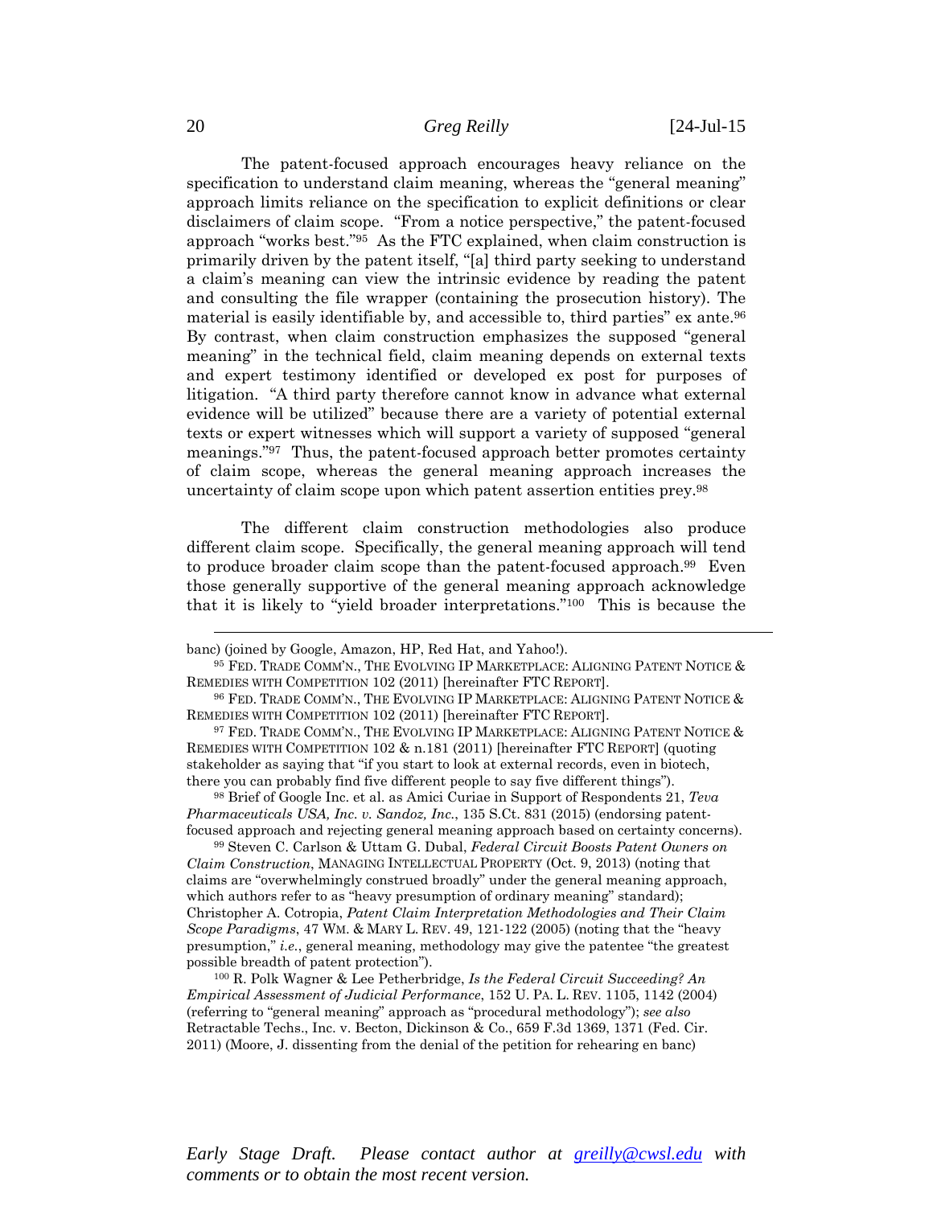The patent-focused approach encourages heavy reliance on the specification to understand claim meaning, whereas the "general meaning" approach limits reliance on the specification to explicit definitions or clear disclaimers of claim scope. "From a notice perspective," the patent-focused approach "works best."[95] As the FTC explained, when claim construction is primarily driven by the patent itself, "[a] third party seeking to understand a claim's meaning can view the intrinsic evidence by reading the patent and consulting the file wrapper (containing the prosecution history). The material is easily identifiable by, and accessible to, third parties" ex ante.[96] By contrast, when claim construction emphasizes the supposed "general meaning" in the technical field, claim meaning depends on external texts and expert testimony identified or developed ex post for purposes of litigation. "A third party therefore cannot know in advance what external evidence will be utilized" because there are a variety of potential external texts or expert witnesses which will support a variety of supposed "general meanings."[97] Thus, the patent-focused approach better promotes certainty of claim scope, whereas the general meaning approach increases the uncertainty of claim scope upon which patent assertion entities prey.[98]

The different claim construction methodologies also produce different claim scope. Specifically, the general meaning approach will tend to produce broader claim scope than the patent-focused approach.[99] Even those generally supportive of the general meaning approach acknowledge that it is likely to "yield broader interpretations."[100] This is because the

---

banc) (joined by Google, Amazon, HP, Red Hat, and Yahoo!).

[95] FED. TRADE COMM'N., THE EVOLVING IP MARKETPLACE: ALIGNING PATENT NOTICE & REMEDIES WITH COMPETITION 102 (2011) [hereinafter FTC REPORT].

[96] FED. TRADE COMM'N., THE EVOLVING IP MARKETPLACE: ALIGNING PATENT NOTICE & REMEDIES WITH COMPETITION 102 (2011) [hereinafter FTC REPORT].

[97] FED. TRADE COMM'N., THE EVOLVING IP MARKETPLACE: ALIGNING PATENT NOTICE & REMEDIES WITH COMPETITION 102 & n.181 (2011) [hereinafter FTC REPORT] (quoting stakeholder as saying that "if you start to look at external records, even in biotech, there you can probably find five different people to say five different things").

[98] Brief of Google Inc. et al. as Amici Curiae in Support of Respondents 21, *Teva Pharmaceuticals USA, Inc. v. Sandoz, Inc.*, 135 S.Ct. 831 (2015) (endorsing patent-focused approach and rejecting general meaning approach based on certainty concerns).

[99] Steven C. Carlson & Uttam G. Dubal, *Federal Circuit Boosts Patent Owners on Claim Construction*, MANAGING INTELLECTUAL PROPERTY (Oct. 9, 2013) (noting that claims are "overwhelmingly construed broadly" under the general meaning approach, which authors refer to as "heavy presumption of ordinary meaning" standard); Christopher A. Cotropia, *Patent Claim Interpretation Methodologies and Their Claim Scope Paradigms*, 47 WM. & MARY L. REV. 49, 121-122 (2005) (noting that the "heavy presumption," *i.e.*, general meaning, methodology may give the patentee "the greatest possible breadth of patent protection").

[100] R. Polk Wagner & Lee Petherbridge, *Is the Federal Circuit Succeeding? An Empirical Assessment of Judicial Performance*, 152 U. PA. L. REV. 1105, 1142 (2004) (referring to "general meaning" approach as "procedural methodology"); *see also* Retractable Techs., Inc. v. Becton, Dickinson & Co., 659 F.3d 1369, 1371 (Fed. Cir. 2011) (Moore, J. dissenting from the denial of the petition for rehearing en banc)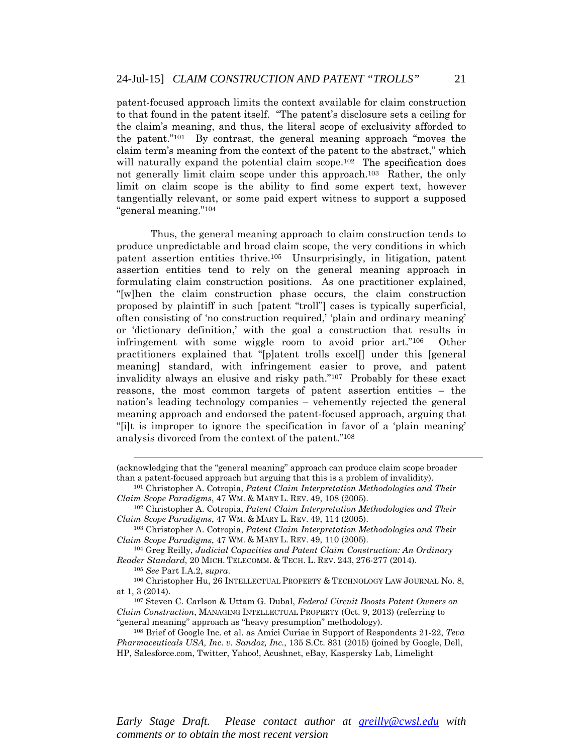patent-focused approach limits the context available for claim construction to that found in the patent itself. "The patent's disclosure sets a ceiling for the claim's meaning, and thus, the literal scope of exclusivity afforded to the patent."[101] By contrast, the general meaning approach "moves the claim term's meaning from the context of the patent to the abstract," which will naturally expand the potential claim scope.[102] The specification does not generally limit claim scope under this approach.[103] Rather, the only limit on claim scope is the ability to find some expert text, however tangentially relevant, or some paid expert witness to support a supposed "general meaning."[104]

Thus, the general meaning approach to claim construction tends to produce unpredictable and broad claim scope, the very conditions in which patent assertion entities thrive.[105] Unsurprisingly, in litigation, patent assertion entities tend to rely on the general meaning approach in formulating claim construction positions. As one practitioner explained, "[w]hen the claim construction phase occurs, the claim construction proposed by plaintiff in such [patent "troll"] cases is typically superficial, often consisting of 'no construction required,' 'plain and ordinary meaning' or 'dictionary definition,' with the goal a construction that results in infringement with some wiggle room to avoid prior art."[106] Other practitioners explained that "[p]atent trolls excel[] under this [general meaning] standard, with infringement easier to prove, and patent invalidity always an elusive and risky path."[107] Probably for these exact reasons, the most common targets of patent assertion entities – the nation's leading technology companies – vehemently rejected the general meaning approach and endorsed the patent-focused approach, arguing that "[i]t is improper to ignore the specification in favor of a 'plain meaning' analysis divorced from the context of the patent."[108]

---

(acknowledging that the "general meaning" approach can produce claim scope broader than a patent-focused approach but arguing that this is a problem of invalidity).

[101] Christopher A. Cotropia, *Patent Claim Interpretation Methodologies and Their Claim Scope Paradigms*, 47 WM. & MARY L. REV. 49, 108 (2005).

[102] Christopher A. Cotropia, *Patent Claim Interpretation Methodologies and Their Claim Scope Paradigms*, 47 WM. & MARY L. REV. 49, 114 (2005).

[103] Christopher A. Cotropia, *Patent Claim Interpretation Methodologies and Their Claim Scope Paradigms*, 47 WM. & MARY L. REV. 49, 110 (2005).

[104] Greg Reilly, *Judicial Capacities and Patent Claim Construction: An Ordinary Reader Standard*, 20 MICH. TELECOMM. & TECH. L. REV. 243, 276-277 (2014).

[105] *See* Part I.A.2, *supra*.

[106] Christopher Hu, 26 INTELLECTUAL PROPERTY & TECHNOLOGY LAW JOURNAL No. 8, at 1, 3 (2014).

[107] Steven C. Carlson & Uttam G. Dubal, *Federal Circuit Boosts Patent Owners on Claim Construction*, MANAGING INTELLECTUAL PROPERTY (Oct. 9, 2013) (referring to "general meaning" approach as "heavy presumption" methodology).

[108] Brief of Google Inc. et al. as Amici Curiae in Support of Respondents 21-22, *Teva Pharmaceuticals USA, Inc. v. Sandoz, Inc.*, 135 S.Ct. 831 (2015) (joined by Google, Dell, HP, Salesforce.com, Twitter, Yahoo!, Acushnet, eBay, Kaspersky Lab, Limelight

*Early Stage Draft. Please contact author at greilly@cwsl.edu with comments or to obtain the most recent version*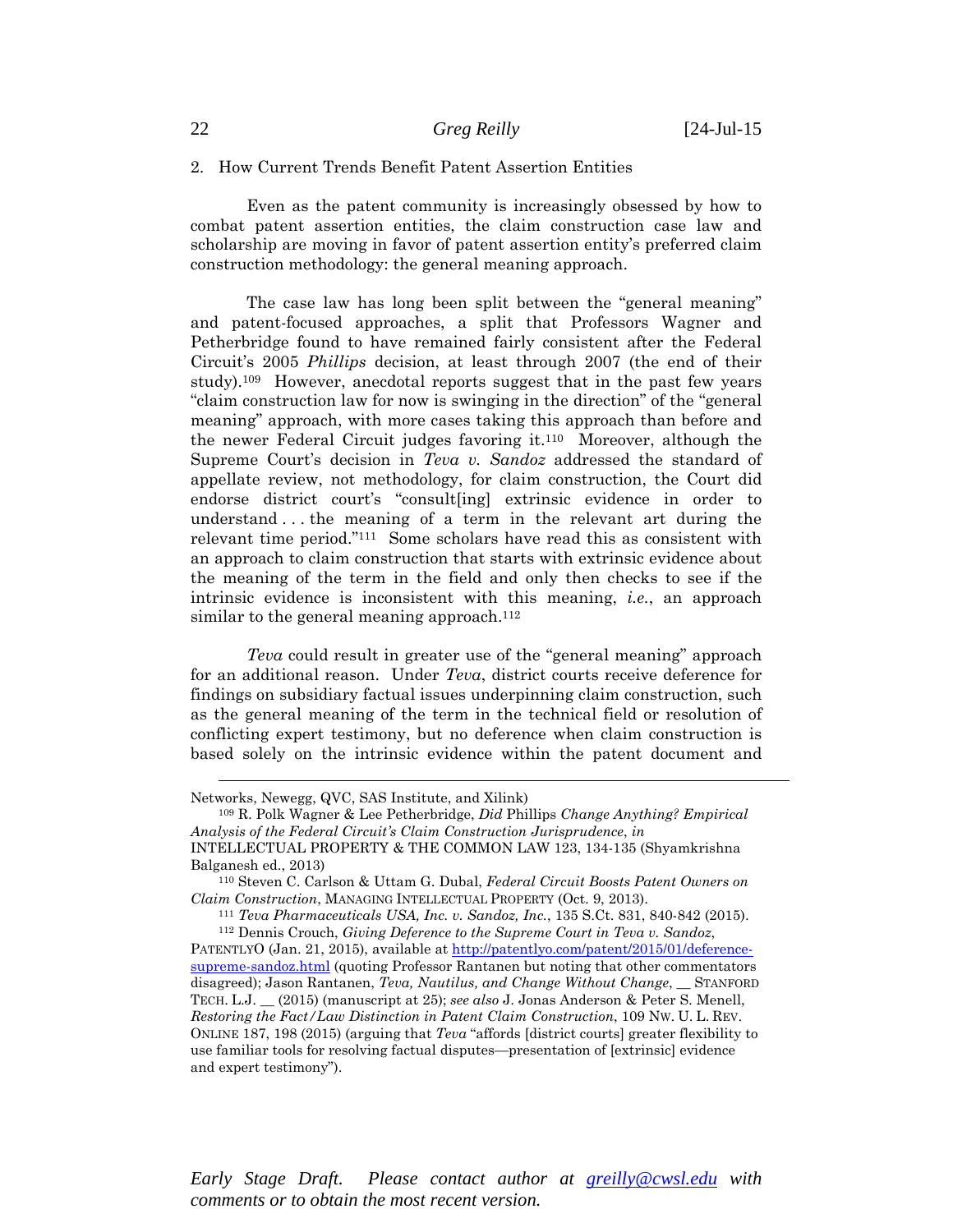2. How Current Trends Benefit Patent Assertion Entities

Even as the patent community is increasingly obsessed by how to combat patent assertion entities, the claim construction case law and scholarship are moving in favor of patent assertion entity's preferred claim construction methodology: the general meaning approach.

The case law has long been split between the "general meaning" and patent-focused approaches, a split that Professors Wagner and Petherbridge found to have remained fairly consistent after the Federal Circuit's 2005 *Phillips* decision, at least through 2007 (the end of their study).[109] However, anecdotal reports suggest that in the past few years "claim construction law for now is swinging in the direction" of the "general meaning" approach, with more cases taking this approach than before and the newer Federal Circuit judges favoring it.[110] Moreover, although the Supreme Court's decision in *Teva v. Sandoz* addressed the standard of appellate review, not methodology, for claim construction, the Court did endorse district court's "consult[ing] extrinsic evidence in order to understand . . . the meaning of a term in the relevant art during the relevant time period."[111] Some scholars have read this as consistent with an approach to claim construction that starts with extrinsic evidence about the meaning of the term in the field and only then checks to see if the intrinsic evidence is inconsistent with this meaning, *i.e.*, an approach similar to the general meaning approach.[112]

*Teva* could result in greater use of the "general meaning" approach for an additional reason. Under *Teva*, district courts receive deference for findings on subsidiary factual issues underpinning claim construction, such as the general meaning of the term in the technical field or resolution of conflicting expert testimony, but no deference when claim construction is based solely on the intrinsic evidence within the patent document and

---

Networks, Newegg, QVC, SAS Institute, and Xilink)

[109] R. Polk Wagner & Lee Petherbridge, *Did* Phillips *Change Anything? Empirical Analysis of the Federal Circuit's Claim Construction Jurisprudence*, *in* INTELLECTUAL PROPERTY & THE COMMON LAW 123, 134-135 (Shyamkrishna Balganesh ed., 2013)

[110] Steven C. Carlson & Uttam G. Dubal, *Federal Circuit Boosts Patent Owners on Claim Construction*, MANAGING INTELLECTUAL PROPERTY (Oct. 9, 2013).

[111] *Teva Pharmaceuticals USA, Inc. v. Sandoz, Inc.*, 135 S.Ct. 831, 840-842 (2015).

[112] Dennis Crouch, *Giving Deference to the Supreme Court in Teva v. Sandoz*, PATENTLYO (Jan. 21, 2015), available at http://patentlyo.com/patent/2015/01/deference-supreme-sandoz.html (quoting Professor Rantanen but noting that other commentators disagreed); Jason Rantanen, *Teva, Nautilus, and Change Without Change*, __ STANFORD TECH. L.J. __ (2015) (manuscript at 25); *see also* J. Jonas Anderson & Peter S. Menell, *Restoring the Fact/Law Distinction in Patent Claim Construction*, 109 NW. U. L. REV. ONLINE 187, 198 (2015) (arguing that *Teva* "affords [district courts] greater flexibility to use familiar tools for resolving factual disputes—presentation of [extrinsic] evidence and expert testimony").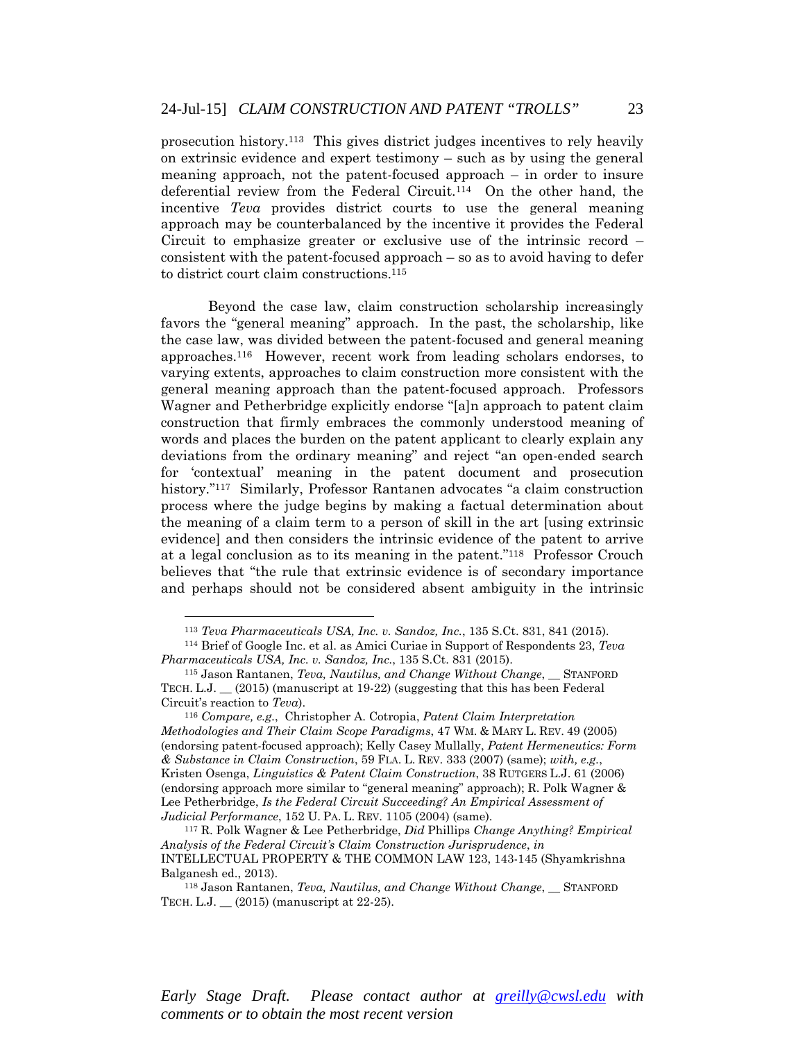prosecution history.[113] This gives district judges incentives to rely heavily on extrinsic evidence and expert testimony – such as by using the general meaning approach, not the patent-focused approach – in order to insure deferential review from the Federal Circuit.[114] On the other hand, the incentive *Teva* provides district courts to use the general meaning approach may be counterbalanced by the incentive it provides the Federal Circuit to emphasize greater or exclusive use of the intrinsic record – consistent with the patent-focused approach – so as to avoid having to defer to district court claim constructions.[115]

Beyond the case law, claim construction scholarship increasingly favors the "general meaning" approach. In the past, the scholarship, like the case law, was divided between the patent-focused and general meaning approaches.[116] However, recent work from leading scholars endorses, to varying extents, approaches to claim construction more consistent with the general meaning approach than the patent-focused approach. Professors Wagner and Petherbridge explicitly endorse "[a]n approach to patent claim construction that firmly embraces the commonly understood meaning of words and places the burden on the patent applicant to clearly explain any deviations from the ordinary meaning" and reject "an open-ended search for 'contextual' meaning in the patent document and prosecution history."[117] Similarly, Professor Rantanen advocates "a claim construction process where the judge begins by making a factual determination about the meaning of a claim term to a person of skill in the art [using extrinsic evidence] and then considers the intrinsic evidence of the patent to arrive at a legal conclusion as to its meaning in the patent."[118] Professor Crouch believes that "the rule that extrinsic evidence is of secondary importance and perhaps should not be considered absent ambiguity in the intrinsic

---

[113] *Teva Pharmaceuticals USA, Inc. v. Sandoz, Inc.*, 135 S.Ct. 831, 841 (2015).

[114] Brief of Google Inc. et al. as Amici Curiae in Support of Respondents 23, *Teva Pharmaceuticals USA, Inc. v. Sandoz, Inc.*, 135 S.Ct. 831 (2015).

[115] Jason Rantanen, *Teva, Nautilus, and Change Without Change*, __ STANFORD TECH. L.J. __ (2015) (manuscript at 19-22) (suggesting that this has been Federal Circuit's reaction to *Teva*).

[116] *Compare, e.g.*, Christopher A. Cotropia, *Patent Claim Interpretation Methodologies and Their Claim Scope Paradigms*, 47 WM. & MARY L. REV. 49 (2005) (endorsing patent-focused approach); Kelly Casey Mullally, *Patent Hermeneutics: Form & Substance in Claim Construction*, 59 FLA. L. REV. 333 (2007) (same); *with, e.g.*, Kristen Osenga, *Linguistics & Patent Claim Construction*, 38 RUTGERS L.J. 61 (2006) (endorsing approach more similar to "general meaning" approach); R. Polk Wagner & Lee Petherbridge, *Is the Federal Circuit Succeeding? An Empirical Assessment of Judicial Performance*, 152 U. PA. L. REV. 1105 (2004) (same).

[117] R. Polk Wagner & Lee Petherbridge, *Did* Phillips *Change Anything? Empirical Analysis of the Federal Circuit's Claim Construction Jurisprudence*, *in* INTELLECTUAL PROPERTY & THE COMMON LAW 123, 143-145 (Shyamkrishna Balganesh ed., 2013).

[118] Jason Rantanen, *Teva, Nautilus, and Change Without Change*, __ STANFORD TECH. L.J. __ (2015) (manuscript at 22-25).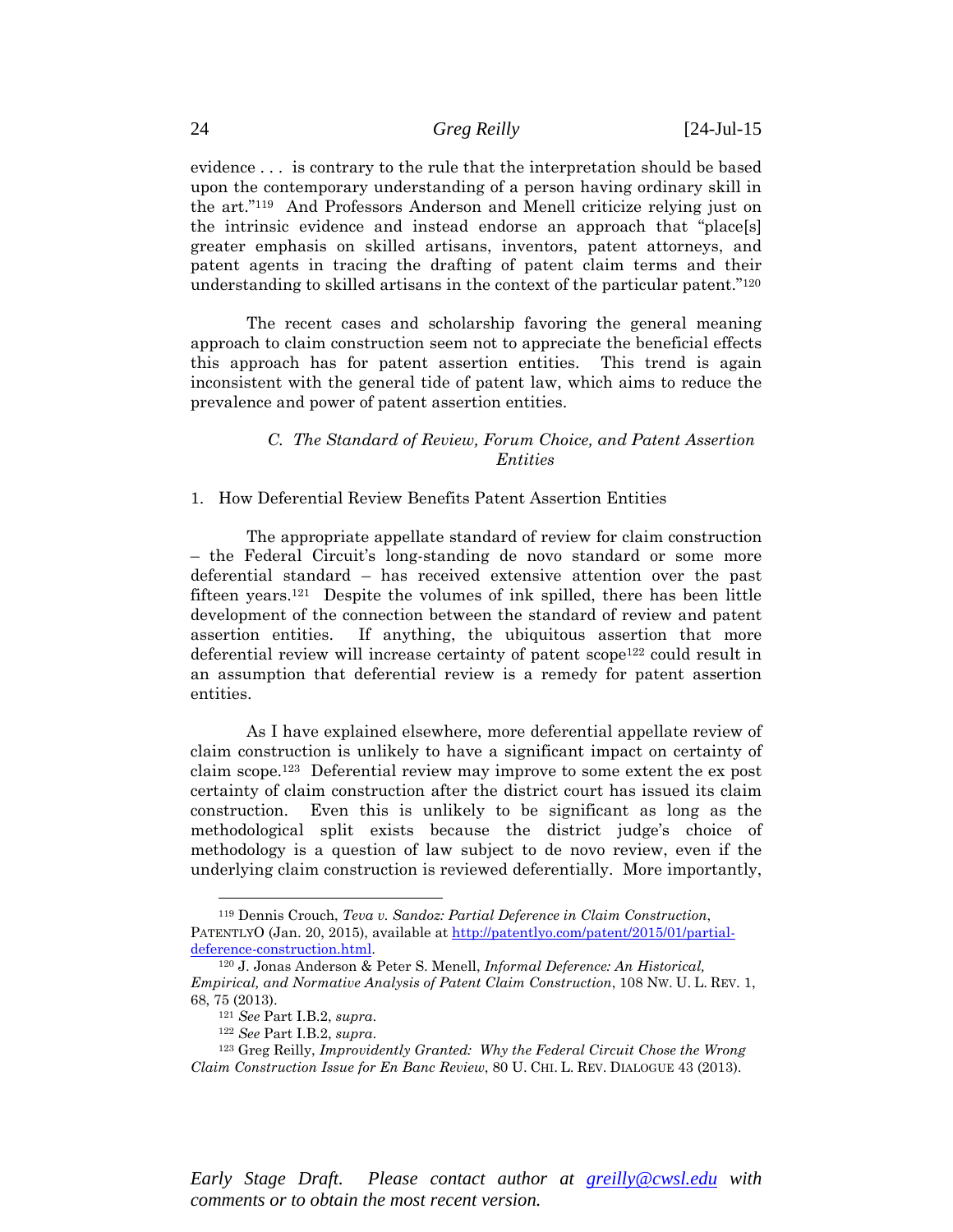evidence . . . is contrary to the rule that the interpretation should be based upon the contemporary understanding of a person having ordinary skill in the art."[119] And Professors Anderson and Menell criticize relying just on the intrinsic evidence and instead endorse an approach that "place[s] greater emphasis on skilled artisans, inventors, patent attorneys, and patent agents in tracing the drafting of patent claim terms and their understanding to skilled artisans in the context of the particular patent."[120]

The recent cases and scholarship favoring the general meaning approach to claim construction seem not to appreciate the beneficial effects this approach has for patent assertion entities. This trend is again inconsistent with the general tide of patent law, which aims to reduce the prevalence and power of patent assertion entities.

### *C. The Standard of Review, Forum Choice, and Patent Assertion Entities*

#### 1. How Deferential Review Benefits Patent Assertion Entities

The appropriate appellate standard of review for claim construction – the Federal Circuit's long-standing de novo standard or some more deferential standard – has received extensive attention over the past fifteen years.[121] Despite the volumes of ink spilled, there has been little development of the connection between the standard of review and patent assertion entities. If anything, the ubiquitous assertion that more deferential review will increase certainty of patent scope[122] could result in an assumption that deferential review is a remedy for patent assertion entities.

As I have explained elsewhere, more deferential appellate review of claim construction is unlikely to have a significant impact on certainty of claim scope.[123] Deferential review may improve to some extent the ex post certainty of claim construction after the district court has issued its claim construction. Even this is unlikely to be significant as long as the methodological split exists because the district judge's choice of methodology is a question of law subject to de novo review, even if the underlying claim construction is reviewed deferentially. More importantly,

---

[119] Dennis Crouch, *Teva v. Sandoz: Partial Deference in Claim Construction*, PATENTLYO (Jan. 20, 2015), available at http://patentlyo.com/patent/2015/01/partial-deference-construction.html.

[120] J. Jonas Anderson & Peter S. Menell, *Informal Deference: An Historical, Empirical, and Normative Analysis of Patent Claim Construction*, 108 NW. U. L. REV. 1, 68, 75 (2013).

[121] *See* Part I.B.2, *supra*.

[122] *See* Part I.B.2, *supra*.

[123] Greg Reilly, *Improvidently Granted: Why the Federal Circuit Chose the Wrong Claim Construction Issue for En Banc Review*, 80 U. CHI. L. REV. DIALOGUE 43 (2013).

*Early Stage Draft. Please contact author at greilly@cwsl.edu with comments or to obtain the most recent version.*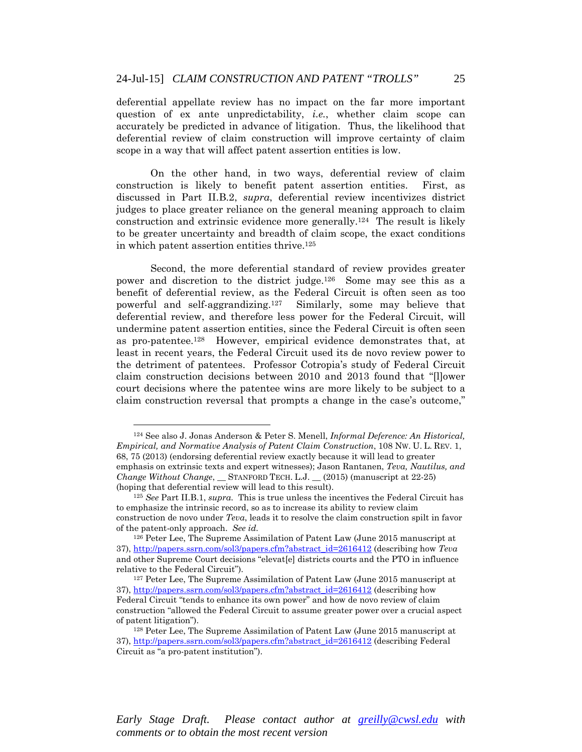deferential appellate review has no impact on the far more important question of ex ante unpredictability, *i.e.*, whether claim scope can accurately be predicted in advance of litigation. Thus, the likelihood that deferential review of claim construction will improve certainty of claim scope in a way that will affect patent assertion entities is low.

On the other hand, in two ways, deferential review of claim construction is likely to benefit patent assertion entities. First, as discussed in Part II.B.2, *supra*, deferential review incentivizes district judges to place greater reliance on the general meaning approach to claim construction and extrinsic evidence more generally.[124] The result is likely to be greater uncertainty and breadth of claim scope, the exact conditions in which patent assertion entities thrive.[125]

Second, the more deferential standard of review provides greater power and discretion to the district judge.[126] Some may see this as a benefit of deferential review, as the Federal Circuit is often seen as too powerful and self-aggrandizing.[127] Similarly, some may believe that deferential review, and therefore less power for the Federal Circuit, will undermine patent assertion entities, since the Federal Circuit is often seen as pro-patentee.[128] However, empirical evidence demonstrates that, at least in recent years, the Federal Circuit used its de novo review power to the detriment of patentees. Professor Cotropia's study of Federal Circuit claim construction decisions between 2010 and 2013 found that "[l]ower court decisions where the patentee wins are more likely to be subject to a claim construction reversal that prompts a change in the case's outcome,"

---

[124] See also J. Jonas Anderson & Peter S. Menell, *Informal Deference: An Historical, Empirical, and Normative Analysis of Patent Claim Construction*, 108 NW. U. L. REV. 1, 68, 75 (2013) (endorsing deferential review exactly because it will lead to greater emphasis on extrinsic texts and expert witnesses); Jason Rantanen, *Teva, Nautilus, and Change Without Change*, __ STANFORD TECH. L.J. __ (2015) (manuscript at 22-25) (hoping that deferential review will lead to this result).

[125] *See* Part II.B.1, *supra*. This is true unless the incentives the Federal Circuit has to emphasize the intrinsic record, so as to increase its ability to review claim construction de novo under *Teva*, leads it to resolve the claim construction spilt in favor of the patent-only approach. *See id.*

[126] Peter Lee, The Supreme Assimilation of Patent Law (June 2015 manuscript at 37), http://papers.ssrn.com/sol3/papers.cfm?abstract_id=2616412 (describing how *Teva* and other Supreme Court decisions "elevat[e] districts courts and the PTO in influence relative to the Federal Circuit").

[127] Peter Lee, The Supreme Assimilation of Patent Law (June 2015 manuscript at 37), http://papers.ssrn.com/sol3/papers.cfm?abstract_id=2616412 (describing how Federal Circuit "tends to enhance its own power" and how de novo review of claim construction "allowed the Federal Circuit to assume greater power over a crucial aspect of patent litigation").

[128] Peter Lee, The Supreme Assimilation of Patent Law (June 2015 manuscript at 37), http://papers.ssrn.com/sol3/papers.cfm?abstract_id=2616412 (describing Federal Circuit as "a pro-patent institution").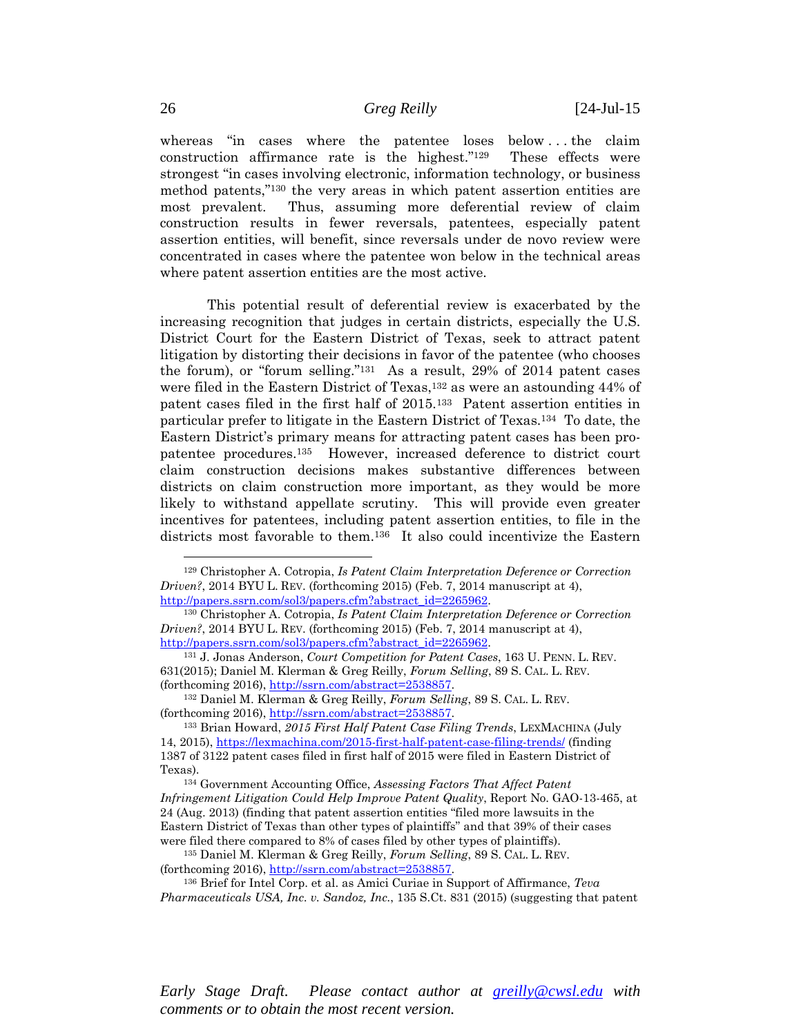whereas "in cases where the patentee loses below . . . the claim construction affirmance rate is the highest."[129] These effects were strongest "in cases involving electronic, information technology, or business method patents,"[130] the very areas in which patent assertion entities are most prevalent. Thus, assuming more deferential review of claim construction results in fewer reversals, patentees, especially patent assertion entities, will benefit, since reversals under de novo review were concentrated in cases where the patentee won below in the technical areas where patent assertion entities are the most active.

This potential result of deferential review is exacerbated by the increasing recognition that judges in certain districts, especially the U.S. District Court for the Eastern District of Texas, seek to attract patent litigation by distorting their decisions in favor of the patentee (who chooses the forum), or "forum selling."[131] As a result, 29% of 2014 patent cases were filed in the Eastern District of Texas,[132] as were an astounding 44% of patent cases filed in the first half of 2015.[133] Patent assertion entities in particular prefer to litigate in the Eastern District of Texas.[134] To date, the Eastern District's primary means for attracting patent cases has been pro-patentee procedures.[135] However, increased deference to district court claim construction decisions makes substantive differences between districts on claim construction more important, as they would be more likely to withstand appellate scrutiny. This will provide even greater incentives for patentees, including patent assertion entities, to file in the districts most favorable to them.[136] It also could incentivize the Eastern

---

[129] Christopher A. Cotropia, *Is Patent Claim Interpretation Deference or Correction Driven?*, 2014 BYU L. REV. (forthcoming 2015) (Feb. 7, 2014 manuscript at 4), http://papers.ssrn.com/sol3/papers.cfm?abstract_id=2265962.

[130] Christopher A. Cotropia, *Is Patent Claim Interpretation Deference or Correction Driven?*, 2014 BYU L. REV. (forthcoming 2015) (Feb. 7, 2014 manuscript at 4), http://papers.ssrn.com/sol3/papers.cfm?abstract_id=2265962.

[131] J. Jonas Anderson, *Court Competition for Patent Cases*, 163 U. PENN. L. REV. 631(2015); Daniel M. Klerman & Greg Reilly, *Forum Selling*, 89 S. CAL. L. REV. (forthcoming 2016), http://ssrn.com/abstract=2538857.

[132] Daniel M. Klerman & Greg Reilly, *Forum Selling*, 89 S. CAL. L. REV. (forthcoming 2016), http://ssrn.com/abstract=2538857.

[133] Brian Howard, *2015 First Half Patent Case Filing Trends*, LEXMACHINA (July 14, 2015), https://lexmachina.com/2015-first-half-patent-case-filing-trends/ (finding 1387 of 3122 patent cases filed in first half of 2015 were filed in Eastern District of Texas).

[134] Government Accounting Office, *Assessing Factors That Affect Patent Infringement Litigation Could Help Improve Patent Quality*, Report No. GAO-13-465, at 24 (Aug. 2013) (finding that patent assertion entities "filed more lawsuits in the Eastern District of Texas than other types of plaintiffs" and that 39% of their cases were filed there compared to 8% of cases filed by other types of plaintiffs).

[135] Daniel M. Klerman & Greg Reilly, *Forum Selling*, 89 S. CAL. L. REV. (forthcoming 2016), http://ssrn.com/abstract=2538857.

[136] Brief for Intel Corp. et al. as Amici Curiae in Support of Affirmance, *Teva Pharmaceuticals USA, Inc. v. Sandoz, Inc.*, 135 S.Ct. 831 (2015) (suggesting that patent

*Early Stage Draft. Please contact author at greilly@cwsl.edu with comments or to obtain the most recent version.*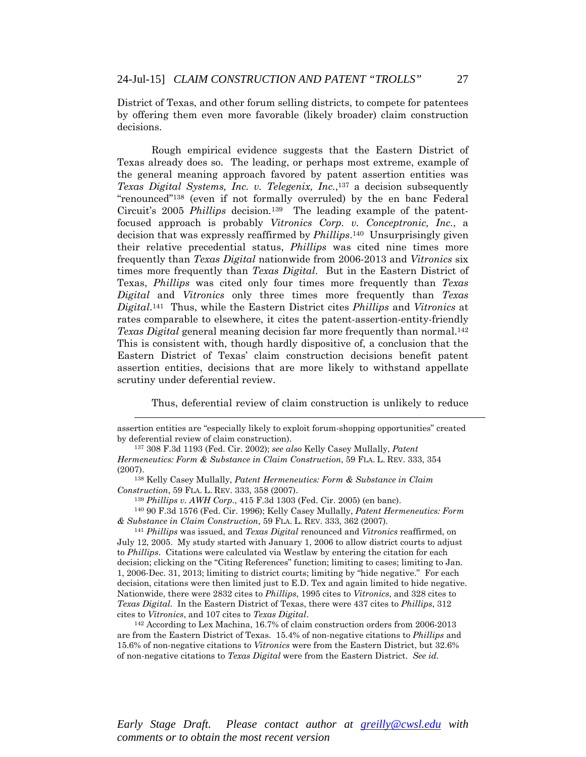District of Texas, and other forum selling districts, to compete for patentees by offering them even more favorable (likely broader) claim construction decisions.

Rough empirical evidence suggests that the Eastern District of Texas already does so. The leading, or perhaps most extreme, example of the general meaning approach favored by patent assertion entities was *Texas Digital Systems, Inc. v. Telegenix, Inc.*,[137] a decision subsequently "renounced"[138] (even if not formally overruled) by the en banc Federal Circuit's 2005 *Phillips* decision.[139] The leading example of the patent-focused approach is probably *Vitronics Corp. v. Conceptronic, Inc.*, a decision that was expressly reaffirmed by *Phillips*.[140] Unsurprisingly given their relative precedential status, *Phillips* was cited nine times more frequently than *Texas Digital* nationwide from 2006-2013 and *Vitronics* six times more frequently than *Texas Digital*. But in the Eastern District of Texas, *Phillips* was cited only four times more frequently than *Texas Digital* and *Vitronics* only three times more frequently than *Texas Digital*.[141] Thus, while the Eastern District cites *Phillips* and *Vitronics* at rates comparable to elsewhere, it cites the patent-assertion-entity-friendly *Texas Digital* general meaning decision far more frequently than normal.[142] This is consistent with, though hardly dispositive of, a conclusion that the Eastern District of Texas' claim construction decisions benefit patent assertion entities, decisions that are more likely to withstand appellate scrutiny under deferential review.

Thus, deferential review of claim construction is unlikely to reduce

---

assertion entities are "especially likely to exploit forum-shopping opportunities" created by deferential review of claim construction).

[137] 308 F.3d 1193 (Fed. Cir. 2002); *see also* Kelly Casey Mullally, *Patent Hermeneutics: Form & Substance in Claim Construction*, 59 FLA. L. REV. 333, 354 (2007).

[138] Kelly Casey Mullally, *Patent Hermeneutics: Form & Substance in Claim Construction*, 59 FLA. L. REV. 333, 358 (2007).

[139] *Phillips v. AWH Corp*., 415 F.3d 1303 (Fed. Cir. 2005) (en banc).

[140] 90 F.3d 1576 (Fed. Cir. 1996); Kelly Casey Mullally, *Patent Hermeneutics: Form & Substance in Claim Construction*, 59 FLA. L. REV. 333, 362 (2007).

[141] *Phillips* was issued, and *Texas Digital* renounced and *Vitronics* reaffirmed, on July 12, 2005. My study started with January 1, 2006 to allow district courts to adjust to *Phillips*. Citations were calculated via Westlaw by entering the citation for each decision; clicking on the "Citing References" function; limiting to cases; limiting to Jan. 1, 2006-Dec. 31, 2013; limiting to district courts; limiting by "hide negative." For each decision, citations were then limited just to E.D. Tex and again limited to hide negative. Nationwide, there were 2832 cites to *Phillips*, 1995 cites to *Vitronics*, and 328 cites to *Texas Digital*. In the Eastern District of Texas, there were 437 cites to *Phillips*, 312 cites to *Vitronics*, and 107 cites to *Texas Digital*.

[142] According to Lex Machina, 16.7% of claim construction orders from 2006-2013 are from the Eastern District of Texas. 15.4% of non-negative citations to *Phillips* and 15.6% of non-negative citations to *Vitronics* were from the Eastern District, but 32.6% of non-negative citations to *Texas Digital* were from the Eastern District. *See id.*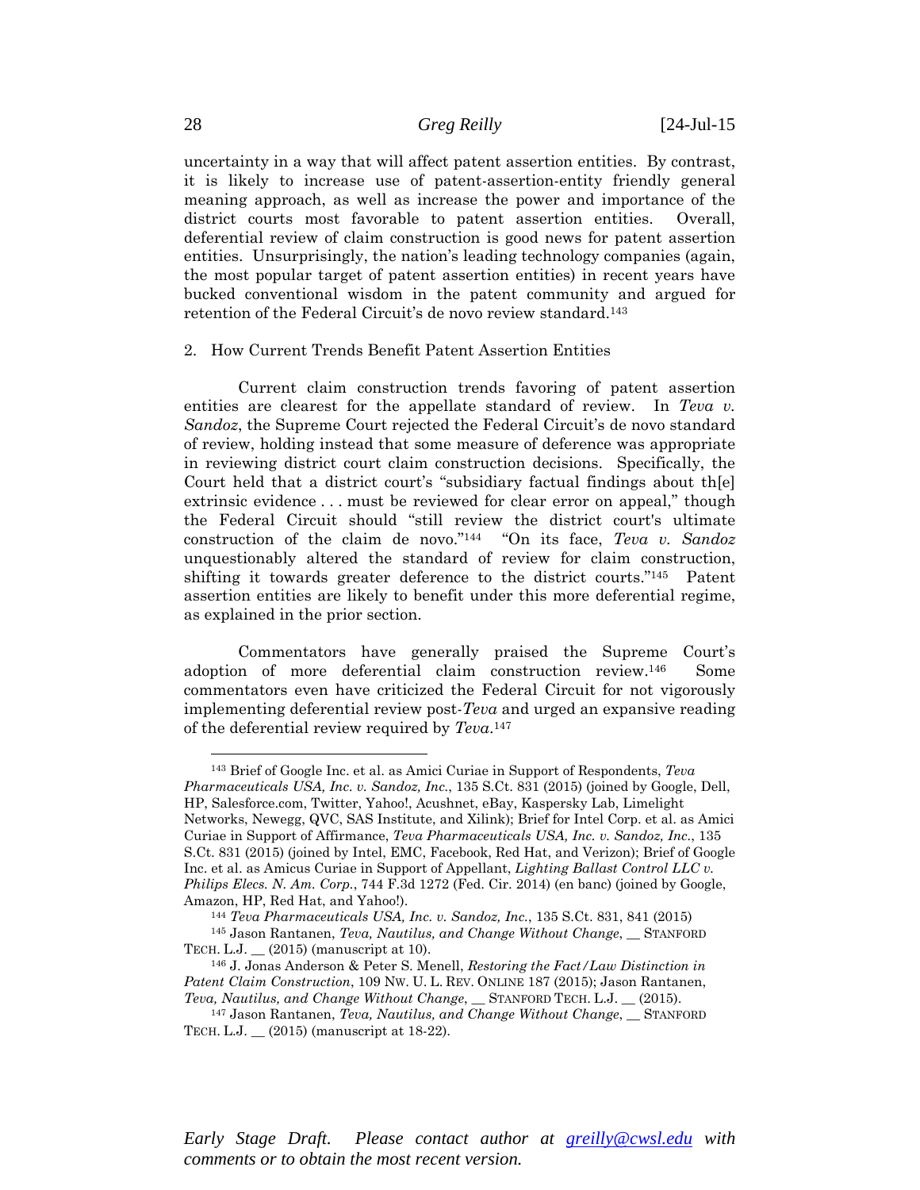uncertainty in a way that will affect patent assertion entities. By contrast, it is likely to increase use of patent-assertion-entity friendly general meaning approach, as well as increase the power and importance of the district courts most favorable to patent assertion entities. Overall, deferential review of claim construction is good news for patent assertion entities. Unsurprisingly, the nation's leading technology companies (again, the most popular target of patent assertion entities) in recent years have bucked conventional wisdom in the patent community and argued for retention of the Federal Circuit's de novo review standard.[143]

2. How Current Trends Benefit Patent Assertion Entities

Current claim construction trends favoring of patent assertion entities are clearest for the appellate standard of review. In *Teva v. Sandoz*, the Supreme Court rejected the Federal Circuit's de novo standard of review, holding instead that some measure of deference was appropriate in reviewing district court claim construction decisions. Specifically, the Court held that a district court's "subsidiary factual findings about th[e] extrinsic evidence . . . must be reviewed for clear error on appeal," though the Federal Circuit should "still review the district court's ultimate construction of the claim de novo."[144] "On its face, *Teva v. Sandoz* unquestionably altered the standard of review for claim construction, shifting it towards greater deference to the district courts."[145] Patent assertion entities are likely to benefit under this more deferential regime, as explained in the prior section.

Commentators have generally praised the Supreme Court's adoption of more deferential claim construction review.[146] Some commentators even have criticized the Federal Circuit for not vigorously implementing deferential review post-*Teva* and urged an expansive reading of the deferential review required by *Teva*.[147]

---

[143] Brief of Google Inc. et al. as Amici Curiae in Support of Respondents, *Teva Pharmaceuticals USA, Inc. v. Sandoz, Inc.*, 135 S.Ct. 831 (2015) (joined by Google, Dell, HP, Salesforce.com, Twitter, Yahoo!, Acushnet, eBay, Kaspersky Lab, Limelight Networks, Newegg, QVC, SAS Institute, and Xilink); Brief for Intel Corp. et al. as Amici Curiae in Support of Affirmance, *Teva Pharmaceuticals USA, Inc. v. Sandoz, Inc.*, 135 S.Ct. 831 (2015) (joined by Intel, EMC, Facebook, Red Hat, and Verizon); Brief of Google Inc. et al. as Amicus Curiae in Support of Appellant, *Lighting Ballast Control LLC v. Philips Elecs. N. Am. Corp.*, 744 F.3d 1272 (Fed. Cir. 2014) (en banc) (joined by Google, Amazon, HP, Red Hat, and Yahoo!).

[144] *Teva Pharmaceuticals USA, Inc. v. Sandoz, Inc.*, 135 S.Ct. 831, 841 (2015)

[145] Jason Rantanen, *Teva, Nautilus, and Change Without Change*, __ STANFORD TECH. L.J. __ (2015) (manuscript at 10).

[146] J. Jonas Anderson & Peter S. Menell, *Restoring the Fact/Law Distinction in Patent Claim Construction*, 109 NW. U. L. REV. ONLINE 187 (2015); Jason Rantanen, *Teva, Nautilus, and Change Without Change*, __ STANFORD TECH. L.J. __ (2015).

[147] Jason Rantanen, *Teva, Nautilus, and Change Without Change*, __ STANFORD TECH. L.J. __ (2015) (manuscript at 18-22).

*Early Stage Draft. Please contact author at greilly@cwsl.edu with comments or to obtain the most recent version.*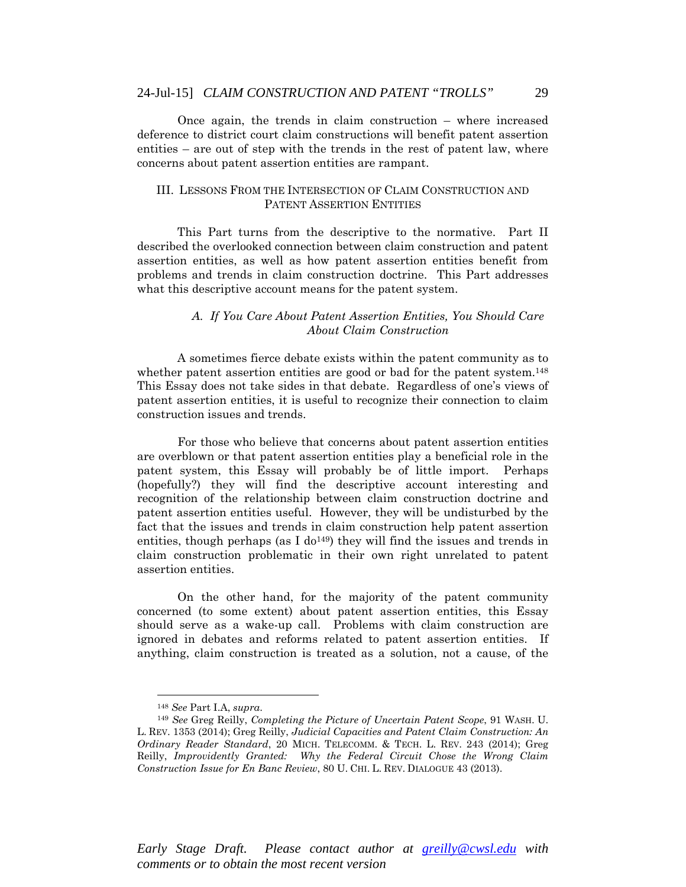Once again, the trends in claim construction – where increased deference to district court claim constructions will benefit patent assertion entities – are out of step with the trends in the rest of patent law, where concerns about patent assertion entities are rampant.

## III. LESSONS FROM THE INTERSECTION OF CLAIM CONSTRUCTION AND PATENT ASSERTION ENTITIES

This Part turns from the descriptive to the normative. Part II described the overlooked connection between claim construction and patent assertion entities, as well as how patent assertion entities benefit from problems and trends in claim construction doctrine. This Part addresses what this descriptive account means for the patent system.

### *A. If You Care About Patent Assertion Entities, You Should Care About Claim Construction*

A sometimes fierce debate exists within the patent community as to whether patent assertion entities are good or bad for the patent system.[148] This Essay does not take sides in that debate. Regardless of one's views of patent assertion entities, it is useful to recognize their connection to claim construction issues and trends.

For those who believe that concerns about patent assertion entities are overblown or that patent assertion entities play a beneficial role in the patent system, this Essay will probably be of little import. Perhaps (hopefully?) they will find the descriptive account interesting and recognition of the relationship between claim construction doctrine and patent assertion entities useful. However, they will be undisturbed by the fact that the issues and trends in claim construction help patent assertion entities, though perhaps (as I do[149]) they will find the issues and trends in claim construction problematic in their own right unrelated to patent assertion entities.

On the other hand, for the majority of the patent community concerned (to some extent) about patent assertion entities, this Essay should serve as a wake-up call. Problems with claim construction are ignored in debates and reforms related to patent assertion entities. If anything, claim construction is treated as a solution, not a cause, of the

---

[148] *See* Part I.A, *supra*.

[149] *See* Greg Reilly, *Completing the Picture of Uncertain Patent Scope*, 91 WASH. U. L. REV. 1353 (2014); Greg Reilly, *Judicial Capacities and Patent Claim Construction: An Ordinary Reader Standard*, 20 MICH. TELECOMM. & TECH. L. REV. 243 (2014); Greg Reilly, *Improvidently Granted: Why the Federal Circuit Chose the Wrong Claim Construction Issue for En Banc Review*, 80 U. CHI. L. REV. DIALOGUE 43 (2013).

*Early Stage Draft. Please contact author at greilly@cwsl.edu with comments or to obtain the most recent version*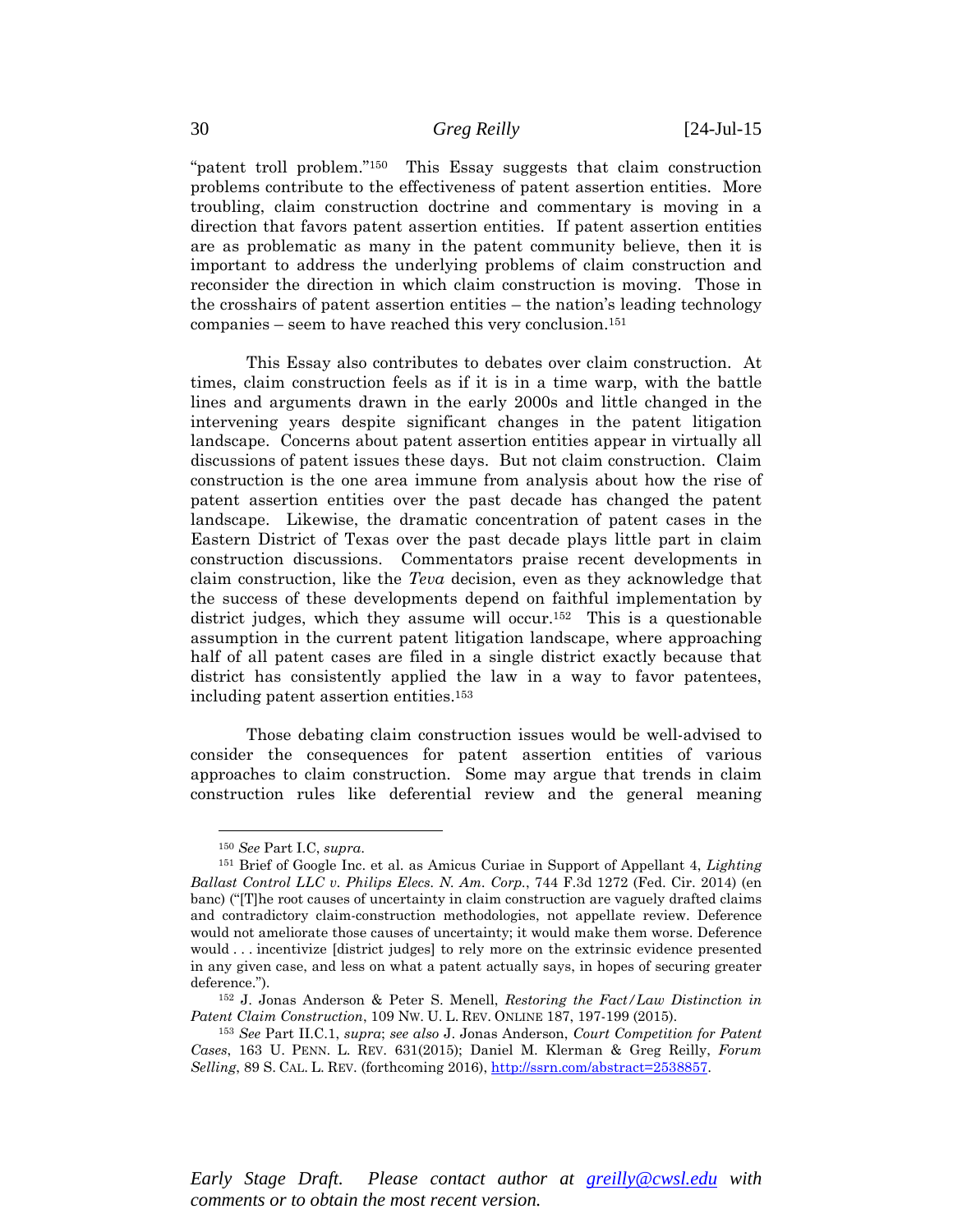"patent troll problem."[150] This Essay suggests that claim construction problems contribute to the effectiveness of patent assertion entities. More troubling, claim construction doctrine and commentary is moving in a direction that favors patent assertion entities. If patent assertion entities are as problematic as many in the patent community believe, then it is important to address the underlying problems of claim construction and reconsider the direction in which claim construction is moving. Those in the crosshairs of patent assertion entities – the nation's leading technology companies – seem to have reached this very conclusion.[151]

This Essay also contributes to debates over claim construction. At times, claim construction feels as if it is in a time warp, with the battle lines and arguments drawn in the early 2000s and little changed in the intervening years despite significant changes in the patent litigation landscape. Concerns about patent assertion entities appear in virtually all discussions of patent issues these days. But not claim construction. Claim construction is the one area immune from analysis about how the rise of patent assertion entities over the past decade has changed the patent landscape. Likewise, the dramatic concentration of patent cases in the Eastern District of Texas over the past decade plays little part in claim construction discussions. Commentators praise recent developments in claim construction, like the *Teva* decision, even as they acknowledge that the success of these developments depend on faithful implementation by district judges, which they assume will occur.[152] This is a questionable assumption in the current patent litigation landscape, where approaching half of all patent cases are filed in a single district exactly because that district has consistently applied the law in a way to favor patentees, including patent assertion entities.[153]

Those debating claim construction issues would be well-advised to consider the consequences for patent assertion entities of various approaches to claim construction. Some may argue that trends in claim construction rules like deferential review and the general meaning

---

[150] *See* Part I.C, *supra*.

[151] Brief of Google Inc. et al. as Amicus Curiae in Support of Appellant 4, *Lighting Ballast Control LLC v. Philips Elecs. N. Am. Corp.*, 744 F.3d 1272 (Fed. Cir. 2014) (en banc) ("[T]he root causes of uncertainty in claim construction are vaguely drafted claims and contradictory claim-construction methodologies, not appellate review. Deference would not ameliorate those causes of uncertainty; it would make them worse. Deference would . . . incentivize [district judges] to rely more on the extrinsic evidence presented in any given case, and less on what a patent actually says, in hopes of securing greater deference.").

[152] J. Jonas Anderson & Peter S. Menell, *Restoring the Fact/Law Distinction in Patent Claim Construction*, 109 NW. U. L. REV. ONLINE 187, 197-199 (2015).

[153] *See* Part II.C.1, *supra*; *see also* J. Jonas Anderson, *Court Competition for Patent Cases*, 163 U. PENN. L. REV. 631(2015); Daniel M. Klerman & Greg Reilly, *Forum Selling*, 89 S. CAL. L. REV. (forthcoming 2016), http://ssrn.com/abstract=2538857.

*Early Stage Draft. Please contact author at greilly@cwsl.edu with comments or to obtain the most recent version.*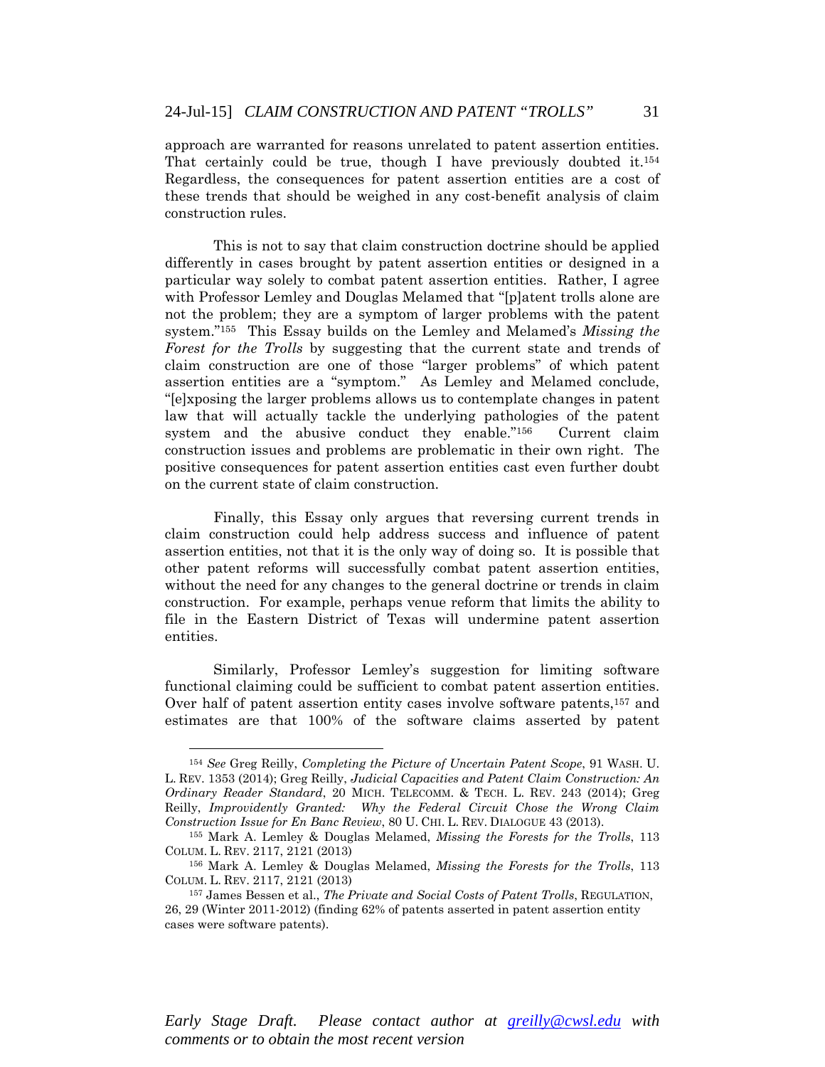approach are warranted for reasons unrelated to patent assertion entities. That certainly could be true, though I have previously doubted it.[154] Regardless, the consequences for patent assertion entities are a cost of these trends that should be weighed in any cost-benefit analysis of claim construction rules.

This is not to say that claim construction doctrine should be applied differently in cases brought by patent assertion entities or designed in a particular way solely to combat patent assertion entities. Rather, I agree with Professor Lemley and Douglas Melamed that "[p]atent trolls alone are not the problem; they are a symptom of larger problems with the patent system."[155] This Essay builds on the Lemley and Melamed's *Missing the Forest for the Trolls* by suggesting that the current state and trends of claim construction are one of those "larger problems" of which patent assertion entities are a "symptom." As Lemley and Melamed conclude, "[e]xposing the larger problems allows us to contemplate changes in patent law that will actually tackle the underlying pathologies of the patent system and the abusive conduct they enable."[156] Current claim construction issues and problems are problematic in their own right. The positive consequences for patent assertion entities cast even further doubt on the current state of claim construction.

Finally, this Essay only argues that reversing current trends in claim construction could help address success and influence of patent assertion entities, not that it is the only way of doing so. It is possible that other patent reforms will successfully combat patent assertion entities, without the need for any changes to the general doctrine or trends in claim construction. For example, perhaps venue reform that limits the ability to file in the Eastern District of Texas will undermine patent assertion entities.

Similarly, Professor Lemley's suggestion for limiting software functional claiming could be sufficient to combat patent assertion entities. Over half of patent assertion entity cases involve software patents,[157] and estimates are that 100% of the software claims asserted by patent

---

[154] *See* Greg Reilly, *Completing the Picture of Uncertain Patent Scope*, 91 WASH. U. L. REV. 1353 (2014); Greg Reilly, *Judicial Capacities and Patent Claim Construction: An Ordinary Reader Standard*, 20 MICH. TELECOMM. & TECH. L. REV. 243 (2014); Greg Reilly, *Improvidently Granted: Why the Federal Circuit Chose the Wrong Claim Construction Issue for En Banc Review*, 80 U. CHI. L. REV. DIALOGUE 43 (2013).

[155] Mark A. Lemley & Douglas Melamed, *Missing the Forests for the Trolls*, 113 COLUM. L. REV. 2117, 2121 (2013)

[156] Mark A. Lemley & Douglas Melamed, *Missing the Forests for the Trolls*, 113 COLUM. L. REV. 2117, 2121 (2013)

[157] James Bessen et al., *The Private and Social Costs of Patent Trolls*, REGULATION, 26, 29 (Winter 2011-2012) (finding 62% of patents asserted in patent assertion entity cases were software patents).

*Early Stage Draft. Please contact author at greilly@cwsl.edu with comments or to obtain the most recent version*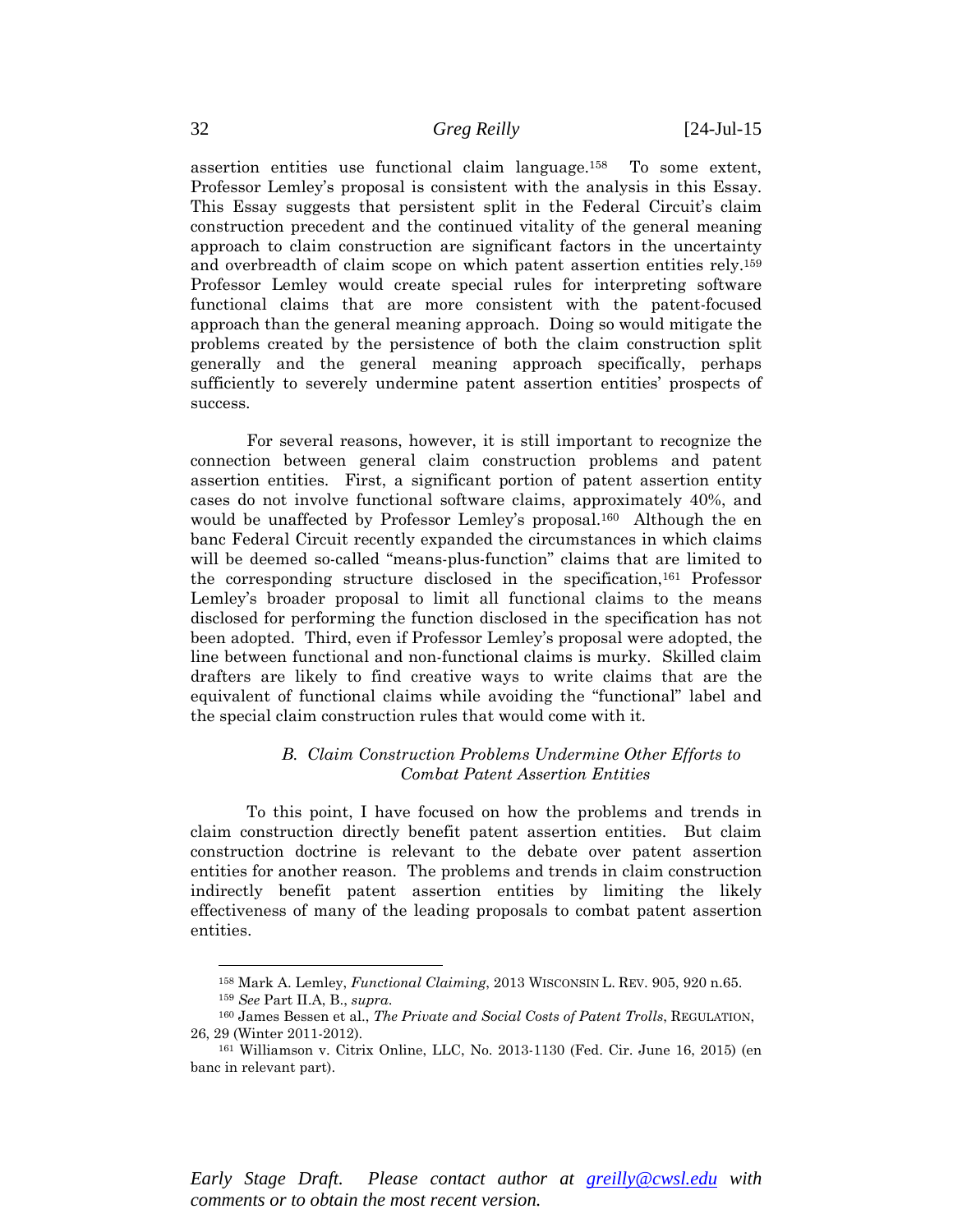assertion entities use functional claim language.[158] To some extent, Professor Lemley's proposal is consistent with the analysis in this Essay. This Essay suggests that persistent split in the Federal Circuit's claim construction precedent and the continued vitality of the general meaning approach to claim construction are significant factors in the uncertainty and overbreadth of claim scope on which patent assertion entities rely.[159] Professor Lemley would create special rules for interpreting software functional claims that are more consistent with the patent-focused approach than the general meaning approach. Doing so would mitigate the problems created by the persistence of both the claim construction split generally and the general meaning approach specifically, perhaps sufficiently to severely undermine patent assertion entities' prospects of success.

For several reasons, however, it is still important to recognize the connection between general claim construction problems and patent assertion entities. First, a significant portion of patent assertion entity cases do not involve functional software claims, approximately 40%, and would be unaffected by Professor Lemley's proposal.[160] Although the en banc Federal Circuit recently expanded the circumstances in which claims will be deemed so-called "means-plus-function" claims that are limited to the corresponding structure disclosed in the specification,[161] Professor Lemley's broader proposal to limit all functional claims to the means disclosed for performing the function disclosed in the specification has not been adopted. Third, even if Professor Lemley's proposal were adopted, the line between functional and non-functional claims is murky. Skilled claim drafters are likely to find creative ways to write claims that are the equivalent of functional claims while avoiding the "functional" label and the special claim construction rules that would come with it.

### *B. Claim Construction Problems Undermine Other Efforts to Combat Patent Assertion Entities*

To this point, I have focused on how the problems and trends in claim construction directly benefit patent assertion entities. But claim construction doctrine is relevant to the debate over patent assertion entities for another reason. The problems and trends in claim construction indirectly benefit patent assertion entities by limiting the likely effectiveness of many of the leading proposals to combat patent assertion entities.

---

[158] Mark A. Lemley, *Functional Claiming*, 2013 WISCONSIN L. REV. 905, 920 n.65.

[159] *See* Part II.A, B., *supra*.

[160] James Bessen et al., *The Private and Social Costs of Patent Trolls*, REGULATION, 26, 29 (Winter 2011-2012).

[161] Williamson v. Citrix Online, LLC, No. 2013-1130 (Fed. Cir. June 16, 2015) (en banc in relevant part).

*Early Stage Draft. Please contact author at greilly@cwsl.edu with comments or to obtain the most recent version.*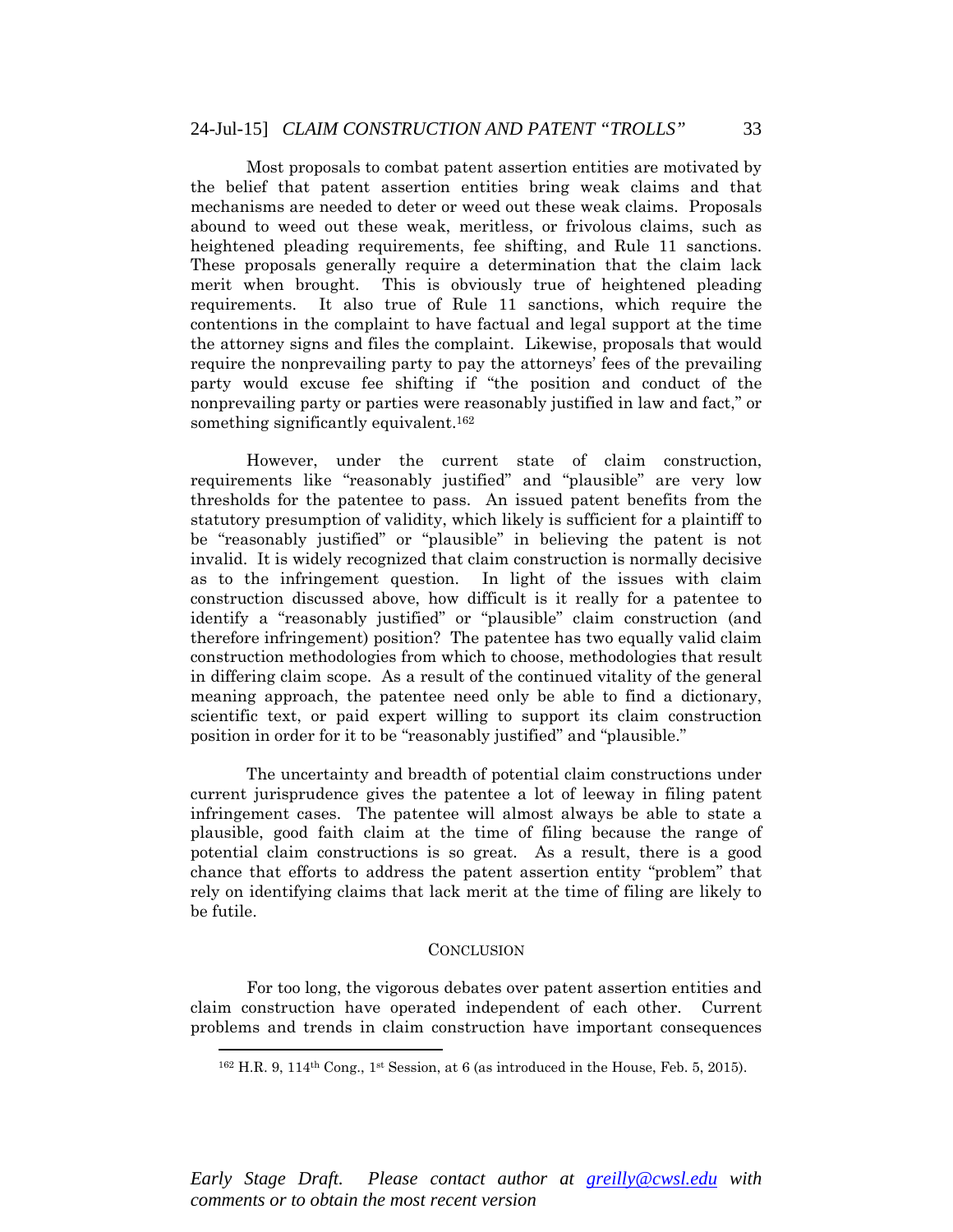Most proposals to combat patent assertion entities are motivated by the belief that patent assertion entities bring weak claims and that mechanisms are needed to deter or weed out these weak claims. Proposals abound to weed out these weak, meritless, or frivolous claims, such as heightened pleading requirements, fee shifting, and Rule 11 sanctions. These proposals generally require a determination that the claim lack merit when brought. This is obviously true of heightened pleading requirements. It also true of Rule 11 sanctions, which require the contentions in the complaint to have factual and legal support at the time the attorney signs and files the complaint. Likewise, proposals that would require the nonprevailing party to pay the attorneys' fees of the prevailing party would excuse fee shifting if "the position and conduct of the nonprevailing party or parties were reasonably justified in law and fact," or something significantly equivalent.[162]

However, under the current state of claim construction, requirements like "reasonably justified" and "plausible" are very low thresholds for the patentee to pass. An issued patent benefits from the statutory presumption of validity, which likely is sufficient for a plaintiff to be "reasonably justified" or "plausible" in believing the patent is not invalid. It is widely recognized that claim construction is normally decisive as to the infringement question. In light of the issues with claim construction discussed above, how difficult is it really for a patentee to identify a "reasonably justified" or "plausible" claim construction (and therefore infringement) position? The patentee has two equally valid claim construction methodologies from which to choose, methodologies that result in differing claim scope. As a result of the continued vitality of the general meaning approach, the patentee need only be able to find a dictionary, scientific text, or paid expert willing to support its claim construction position in order for it to be "reasonably justified" and "plausible."

The uncertainty and breadth of potential claim constructions under current jurisprudence gives the patentee a lot of leeway in filing patent infringement cases. The patentee will almost always be able to state a plausible, good faith claim at the time of filing because the range of potential claim constructions is so great. As a result, there is a good chance that efforts to address the patent assertion entity "problem" that rely on identifying claims that lack merit at the time of filing are likely to be futile.

## CONCLUSION

For too long, the vigorous debates over patent assertion entities and claim construction have operated independent of each other. Current problems and trends in claim construction have important consequences

[162] H.R. 9, 114th Cong., 1st Session, at 6 (as introduced in the House, Feb. 5, 2015).

*Early Stage Draft. Please contact author at greilly@cwsl.edu with comments or to obtain the most recent version*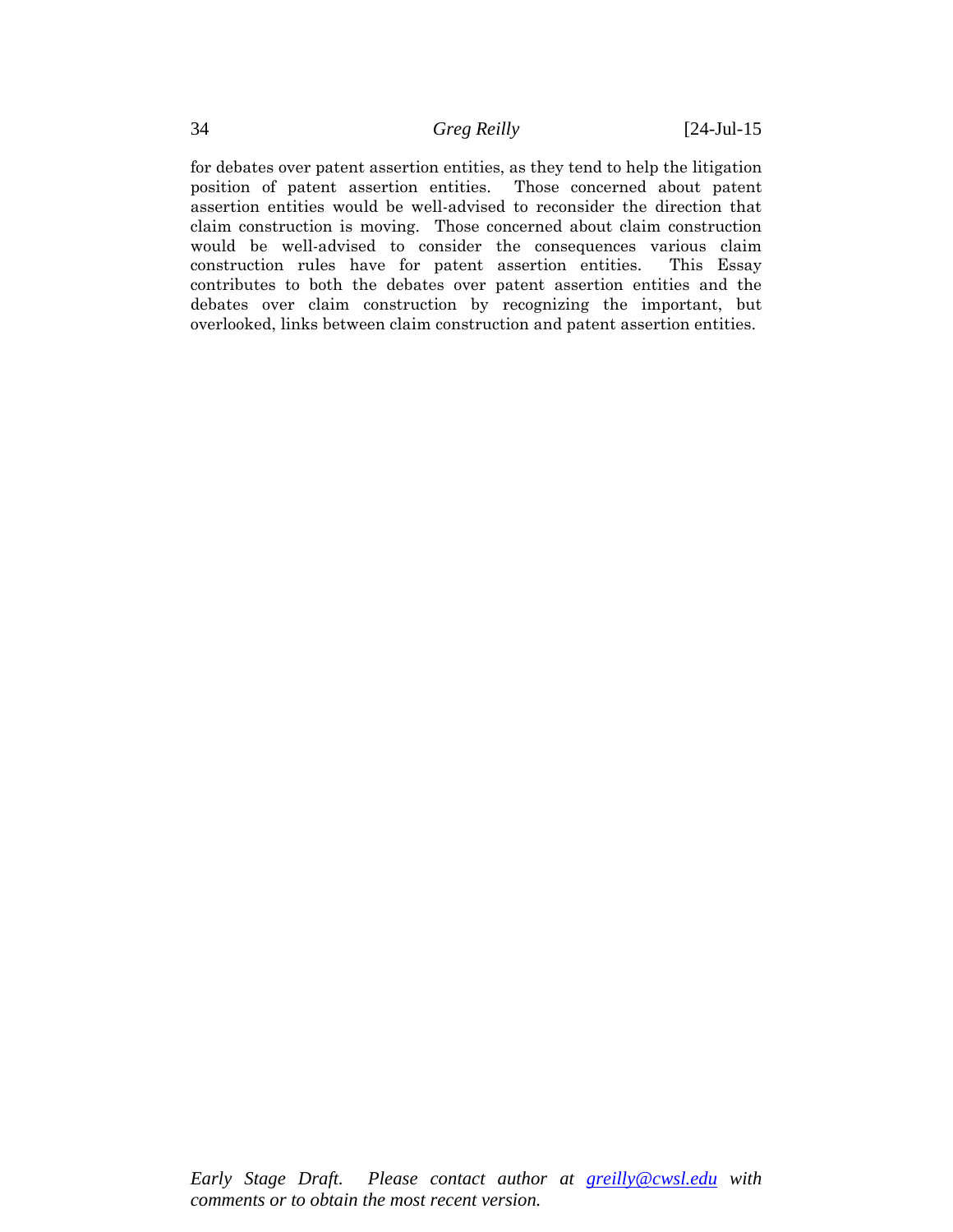for debates over patent assertion entities, as they tend to help the litigation position of patent assertion entities. Those concerned about patent assertion entities would be well-advised to reconsider the direction that claim construction is moving. Those concerned about claim construction would be well-advised to consider the consequences various claim construction rules have for patent assertion entities. This Essay contributes to both the debates over patent assertion entities and the debates over claim construction by recognizing the important, but overlooked, links between claim construction and patent assertion entities.